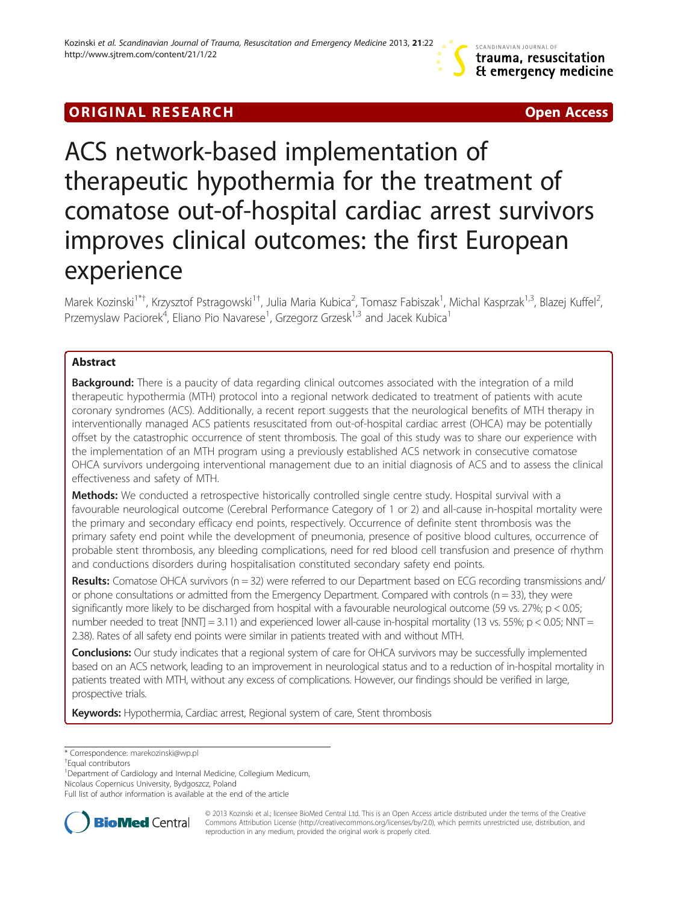ORIGINAL RESEARCH

Open Access

# ACS network-based implementation of therapeutic hypothermia for the treatment of comatose out-of-hospital cardiac arrest survivors improves clinical outcomes: the first European experience

Marek Kozinski[1*†], Krzysztof Pstragowski[1†], Julia Maria Kubica[2], Tomasz Fabiszak[1], Michal Kasprzak[1,3], Blazej Kuffel[2], Przemyslaw Paciorek[4], Eliano Pio Navarese[1], Grzegorz Grzesk[1,3] and Jacek Kubica[1]

## Abstract

**Background:** There is a paucity of data regarding clinical outcomes associated with the integration of a mild therapeutic hypothermia (MTH) protocol into a regional network dedicated to treatment of patients with acute coronary syndromes (ACS). Additionally, a recent report suggests that the neurological benefits of MTH therapy in interventionally managed ACS patients resuscitated from out-of-hospital cardiac arrest (OHCA) may be potentially offset by the catastrophic occurrence of stent thrombosis. The goal of this study was to share our experience with the implementation of an MTH program using a previously established ACS network in consecutive comatose OHCA survivors undergoing interventional management due to an initial diagnosis of ACS and to assess the clinical effectiveness and safety of MTH.

**Methods:** We conducted a retrospective historically controlled single centre study. Hospital survival with a favourable neurological outcome (Cerebral Performance Category of 1 or 2) and all-cause in-hospital mortality were the primary and secondary efficacy end points, respectively. Occurrence of definite stent thrombosis was the primary safety end point while the development of pneumonia, presence of positive blood cultures, occurrence of probable stent thrombosis, any bleeding complications, need for red blood cell transfusion and presence of rhythm and conductions disorders during hospitalisation constituted secondary safety end points.

**Results:** Comatose OHCA survivors (n = 32) were referred to our Department based on ECG recording transmissions and/or phone consultations or admitted from the Emergency Department. Compared with controls (n = 33), they were significantly more likely to be discharged from hospital with a favourable neurological outcome (59 vs. 27%; $p < 0.05$; number needed to treat [NNT] = 3.11) and experienced lower all-cause in-hospital mortality (13 vs. 55%; $p < 0.05$; NNT = 2.38). Rates of all safety end points were similar in patients treated with and without MTH.

**Conclusions:** Our study indicates that a regional system of care for OHCA survivors may be successfully implemented based on an ACS network, leading to an improvement in neurological status and to a reduction of in-hospital mortality in patients treated with MTH, without any excess of complications. However, our findings should be verified in large, prospective trials.

**Keywords:** Hypothermia, Cardiac arrest, Regional system of care, Stent thrombosis

---

\* Correspondence: marekozinski@wp.pl

†Equal contributors

[1]Department of Cardiology and Internal Medicine, Collegium Medicum, Nicolaus Copernicus University, Bydgoszcz, Poland

Full list of author information is available at the end of the article

© 2013 Kozinski et al.; licensee BioMed Central Ltd. This is an Open Access article distributed under the terms of the Creative Commons Attribution License (http://creativecommons.org/licenses/by/2.0), which permits unrestricted use, distribution, and reproduction in any medium, provided the original work is properly cited.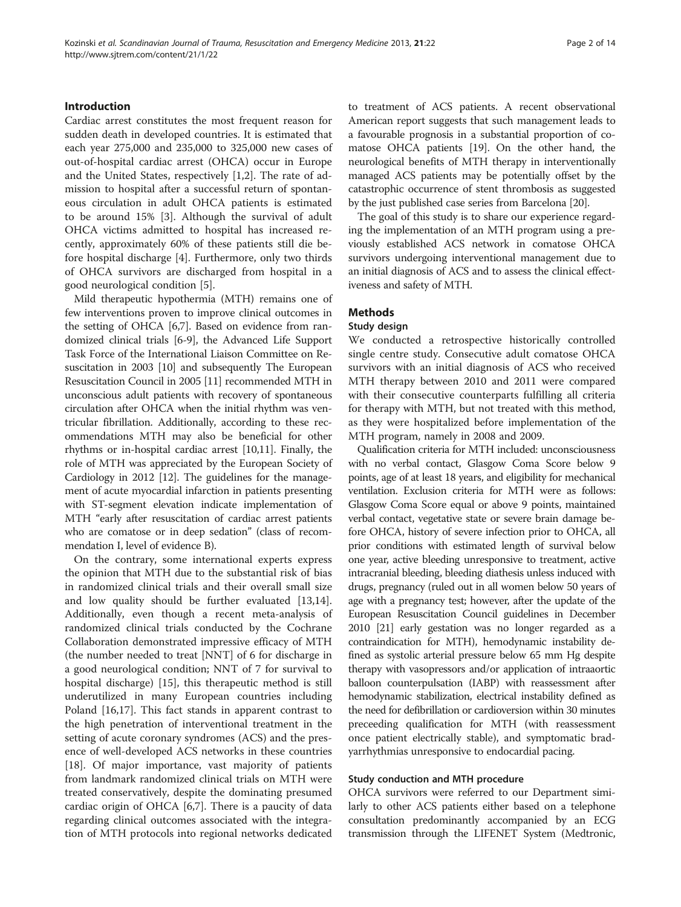## Introduction

Cardiac arrest constitutes the most frequent reason for sudden death in developed countries. It is estimated that each year 275,000 and 235,000 to 325,000 new cases of out-of-hospital cardiac arrest (OHCA) occur in Europe and the United States, respectively [1,2]. The rate of admission to hospital after a successful return of spontaneous circulation in adult OHCA patients is estimated to be around 15% [3]. Although the survival of adult OHCA victims admitted to hospital has increased recently, approximately 60% of these patients still die before hospital discharge [4]. Furthermore, only two thirds of OHCA survivors are discharged from hospital in a good neurological condition [5].

Mild therapeutic hypothermia (MTH) remains one of few interventions proven to improve clinical outcomes in the setting of OHCA [6,7]. Based on evidence from randomized clinical trials [6-9], the Advanced Life Support Task Force of the International Liaison Committee on Resuscitation in 2003 [10] and subsequently The European Resuscitation Council in 2005 [11] recommended MTH in unconscious adult patients with recovery of spontaneous circulation after OHCA when the initial rhythm was ventricular fibrillation. Additionally, according to these recommendations MTH may also be beneficial for other rhythms or in-hospital cardiac arrest [10,11]. Finally, the role of MTH was appreciated by the European Society of Cardiology in 2012 [12]. The guidelines for the management of acute myocardial infarction in patients presenting with ST-segment elevation indicate implementation of MTH "early after resuscitation of cardiac arrest patients who are comatose or in deep sedation" (class of recommendation I, level of evidence B).

On the contrary, some international experts express the opinion that MTH due to the substantial risk of bias in randomized clinical trials and their overall small size and low quality should be further evaluated [13,14]. Additionally, even though a recent meta-analysis of randomized clinical trials conducted by the Cochrane Collaboration demonstrated impressive efficacy of MTH (the number needed to treat [NNT] of 6 for discharge in a good neurological condition; NNT of 7 for survival to hospital discharge) [15], this therapeutic method is still underutilized in many European countries including Poland [16,17]. This fact stands in apparent contrast to the high penetration of interventional treatment in the setting of acute coronary syndromes (ACS) and the presence of well-developed ACS networks in these countries [18]. Of major importance, vast majority of patients from landmark randomized clinical trials on MTH were treated conservatively, despite the dominating presumed cardiac origin of OHCA [6,7]. There is a paucity of data regarding clinical outcomes associated with the integration of MTH protocols into regional networks dedicated to treatment of ACS patients. A recent observational American report suggests that such management leads to a favourable prognosis in a substantial proportion of comatose OHCA patients [19]. On the other hand, the neurological benefits of MTH therapy in interventionally managed ACS patients may be potentially offset by the catastrophic occurrence of stent thrombosis as suggested by the just published case series from Barcelona [20].

The goal of this study is to share our experience regarding the implementation of an MTH program using a previously established ACS network in comatose OHCA survivors undergoing interventional management due to an initial diagnosis of ACS and to assess the clinical effectiveness and safety of MTH.

## Methods

### Study design

We conducted a retrospective historically controlled single centre study. Consecutive adult comatose OHCA survivors with an initial diagnosis of ACS who received MTH therapy between 2010 and 2011 were compared with their consecutive counterparts fulfilling all criteria for therapy with MTH, but not treated with this method, as they were hospitalized before implementation of the MTH program, namely in 2008 and 2009.

Qualification criteria for MTH included: unconsciousness with no verbal contact, Glasgow Coma Score below 9 points, age of at least 18 years, and eligibility for mechanical ventilation. Exclusion criteria for MTH were as follows: Glasgow Coma Score equal or above 9 points, maintained verbal contact, vegetative state or severe brain damage before OHCA, history of severe infection prior to OHCA, all prior conditions with estimated length of survival below one year, active bleeding unresponsive to treatment, active intracranial bleeding, bleeding diathesis unless induced with drugs, pregnancy (ruled out in all women below 50 years of age with a pregnancy test; however, after the update of the European Resuscitation Council guidelines in December 2010 [21] early gestation was no longer regarded as a contraindication for MTH), hemodynamic instability defined as systolic arterial pressure below 65 mm Hg despite therapy with vasopressors and/or application of intraaortic balloon counterpulsation (IABP) with reassessment after hemodynamic stabilization, electrical instability defined as the need for defibrillation or cardioversion within 30 minutes preceeding qualification for MTH (with reassessment once patient electrically stable), and symptomatic bradyarrhythmias unresponsive to endocardial pacing.

### Study conduction and MTH procedure

OHCA survivors were referred to our Department similarly to other ACS patients either based on a telephone consultation predominantly accompanied by an ECG transmission through the LIFENET System (Medtronic,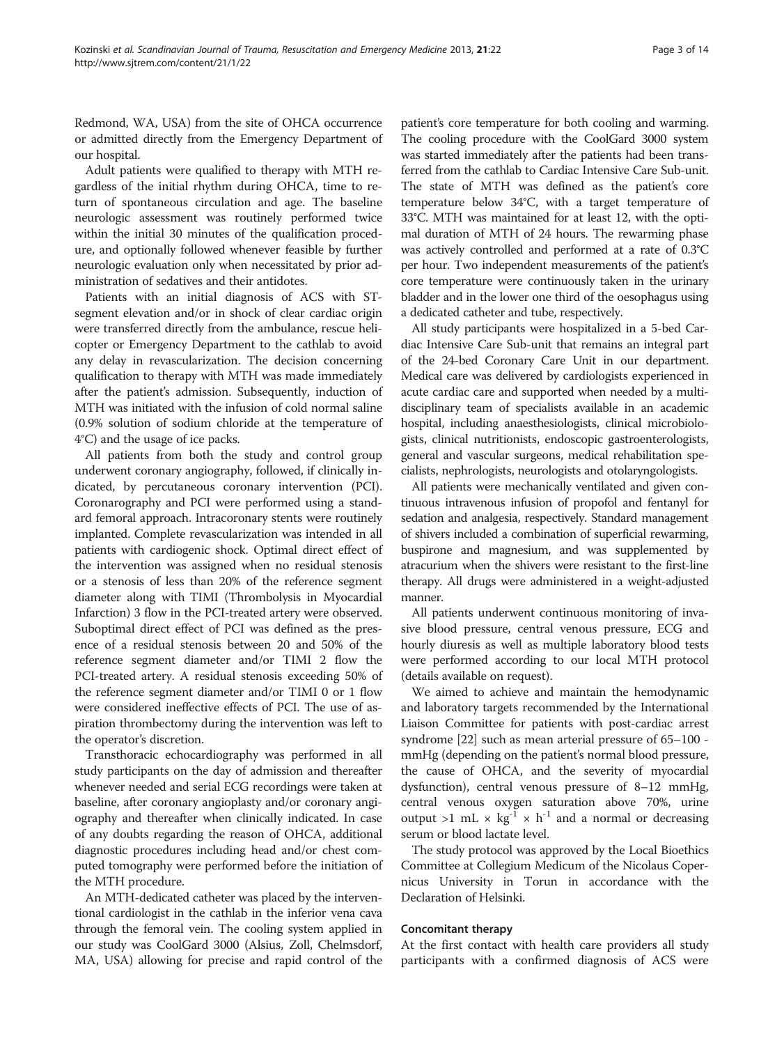Redmond, WA, USA) from the site of OHCA occurrence or admitted directly from the Emergency Department of our hospital.

Adult patients were qualified to therapy with MTH regardless of the initial rhythm during OHCA, time to return of spontaneous circulation and age. The baseline neurologic assessment was routinely performed twice within the initial 30 minutes of the qualification procedure, and optionally followed whenever feasible by further neurologic evaluation only when necessitated by prior administration of sedatives and their antidotes.

Patients with an initial diagnosis of ACS with ST-segment elevation and/or in shock of clear cardiac origin were transferred directly from the ambulance, rescue helicopter or Emergency Department to the cathlab to avoid any delay in revascularization. The decision concerning qualification to therapy with MTH was made immediately after the patient's admission. Subsequently, induction of MTH was initiated with the infusion of cold normal saline (0.9% solution of sodium chloride at the temperature of 4°C) and the usage of ice packs.

All patients from both the study and control group underwent coronary angiography, followed, if clinically indicated, by percutaneous coronary intervention (PCI). Coronarography and PCI were performed using a standard femoral approach. Intracoronary stents were routinely implanted. Complete revascularization was intended in all patients with cardiogenic shock. Optimal direct effect of the intervention was assigned when no residual stenosis or a stenosis of less than 20% of the reference segment diameter along with TIMI (Thrombolysis in Myocardial Infarction) 3 flow in the PCI-treated artery were observed. Suboptimal direct effect of PCI was defined as the presence of a residual stenosis between 20 and 50% of the reference segment diameter and/or TIMI 2 flow the PCI-treated artery. A residual stenosis exceeding 50% of the reference segment diameter and/or TIMI 0 or 1 flow were considered ineffective effects of PCI. The use of aspiration thrombectomy during the intervention was left to the operator's discretion.

Transthoracic echocardiography was performed in all study participants on the day of admission and thereafter whenever needed and serial ECG recordings were taken at baseline, after coronary angioplasty and/or coronary angiography and thereafter when clinically indicated. In case of any doubts regarding the reason of OHCA, additional diagnostic procedures including head and/or chest computed tomography were performed before the initiation of the MTH procedure.

An MTH-dedicated catheter was placed by the interventional cardiologist in the cathlab in the inferior vena cava through the femoral vein. The cooling system applied in our study was CoolGard 3000 (Alsius, Zoll, Chelmsdorf, MA, USA) allowing for precise and rapid control of the patient's core temperature for both cooling and warming. The cooling procedure with the CoolGard 3000 system was started immediately after the patients had been transferred from the cathlab to Cardiac Intensive Care Sub-unit. The state of MTH was defined as the patient's core temperature below 34°C, with a target temperature of 33°C. MTH was maintained for at least 12, with the optimal duration of MTH of 24 hours. The rewarming phase was actively controlled and performed at a rate of 0.3°C per hour. Two independent measurements of the patient's core temperature were continuously taken in the urinary bladder and in the lower one third of the oesophagus using a dedicated catheter and tube, respectively.

All study participants were hospitalized in a 5-bed Cardiac Intensive Care Sub-unit that remains an integral part of the 24-bed Coronary Care Unit in our department. Medical care was delivered by cardiologists experienced in acute cardiac care and supported when needed by a multidisciplinary team of specialists available in an academic hospital, including anaesthesiologists, clinical microbiologists, clinical nutritionists, endoscopic gastroenterologists, general and vascular surgeons, medical rehabilitation specialists, nephrologists, neurologists and otolaryngologists.

All patients were mechanically ventilated and given continuous intravenous infusion of propofol and fentanyl for sedation and analgesia, respectively. Standard management of shivers included a combination of superficial rewarming, buspirone and magnesium, and was supplemented by atracurium when the shivers were resistant to the first-line therapy. All drugs were administered in a weight-adjusted manner.

All patients underwent continuous monitoring of invasive blood pressure, central venous pressure, ECG and hourly diuresis as well as multiple laboratory blood tests were performed according to our local MTH protocol (details available on request).

We aimed to achieve and maintain the hemodynamic and laboratory targets recommended by the International Liaison Committee for patients with post-cardiac arrest syndrome [22] such as mean arterial pressure of 65–100 mmHg (depending on the patient's normal blood pressure, the cause of OHCA, and the severity of myocardial dysfunction), central venous pressure of 8–12 mmHg, central venous oxygen saturation above 70%, urine output >1 mL × $kg^{-1}$ × $h^{-1}$ and a normal or decreasing serum or blood lactate level.

The study protocol was approved by the Local Bioethics Committee at Collegium Medicum of the Nicolaus Copernicus University in Torun in accordance with the Declaration of Helsinki.

### Concomitant therapy

At the first contact with health care providers all study participants with a confirmed diagnosis of ACS were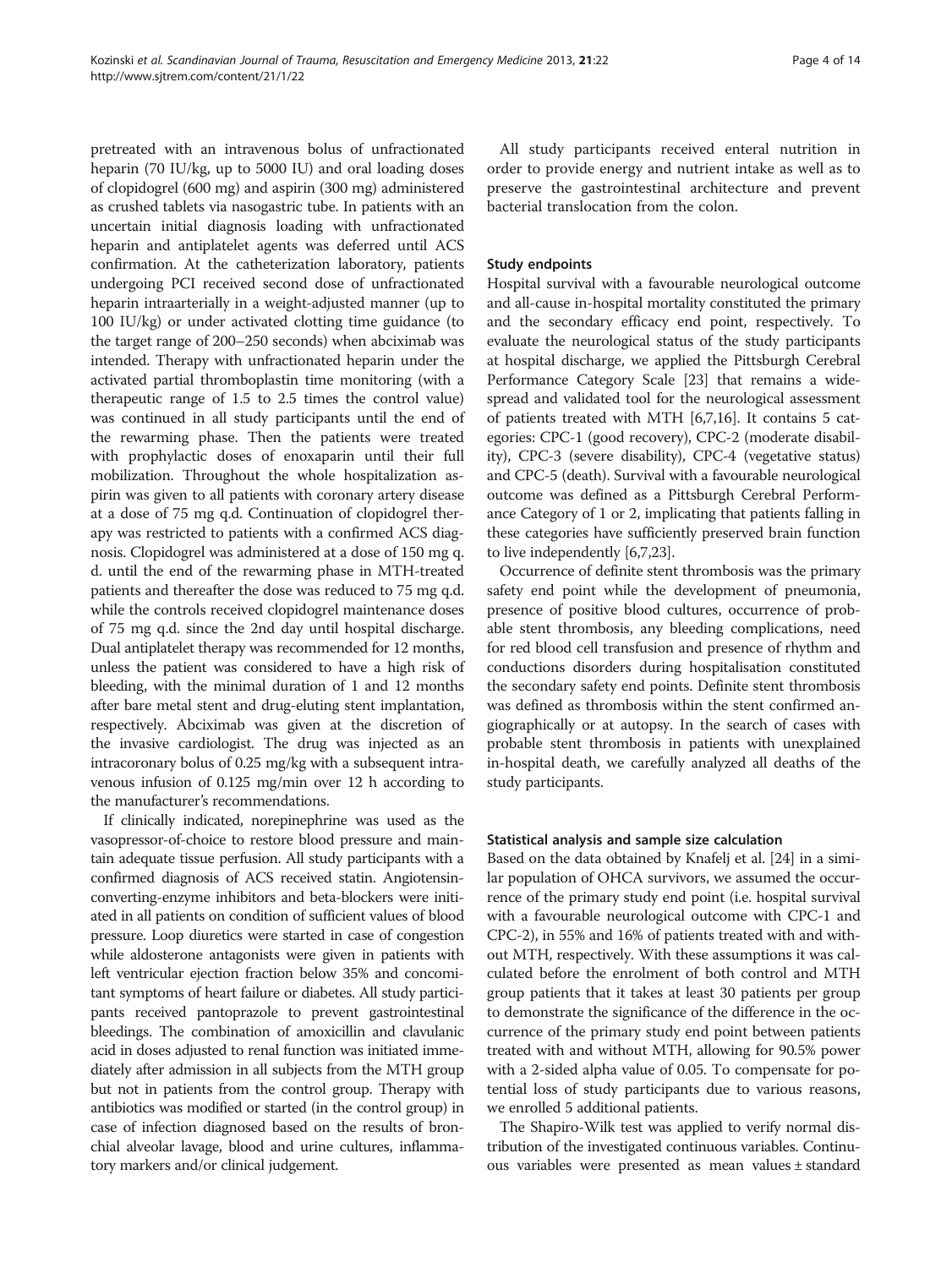pretreated with an intravenous bolus of unfractionated heparin (70 IU/kg, up to 5000 IU) and oral loading doses of clopidogrel (600 mg) and aspirin (300 mg) administered as crushed tablets via nasogastric tube. In patients with an uncertain initial diagnosis loading with unfractionated heparin and antiplatelet agents was deferred until ACS confirmation. At the catheterization laboratory, patients undergoing PCI received second dose of unfractionated heparin intraarterially in a weight-adjusted manner (up to 100 IU/kg) or under activated clotting time guidance (to the target range of 200–250 seconds) when abciximab was intended. Therapy with unfractionated heparin under the activated partial thromboplastin time monitoring (with a therapeutic range of 1.5 to 2.5 times the control value) was continued in all study participants until the end of the rewarming phase. Then the patients were treated with prophylactic doses of enoxaparin until their full mobilization. Throughout the whole hospitalization aspirin was given to all patients with coronary artery disease at a dose of 75 mg q.d. Continuation of clopidogrel therapy was restricted to patients with a confirmed ACS diagnosis. Clopidogrel was administered at a dose of 150 mg q. d. until the end of the rewarming phase in MTH-treated patients and thereafter the dose was reduced to 75 mg q.d. while the controls received clopidogrel maintenance doses of 75 mg q.d. since the 2nd day until hospital discharge. Dual antiplatelet therapy was recommended for 12 months, unless the patient was considered to have a high risk of bleeding, with the minimal duration of 1 and 12 months after bare metal stent and drug-eluting stent implantation, respectively. Abciximab was given at the discretion of the invasive cardiologist. The drug was injected as an intracoronary bolus of 0.25 mg/kg with a subsequent intravenous infusion of 0.125 mg/min over 12 h according to the manufacturer's recommendations.

If clinically indicated, norepinephrine was used as the vasopressor-of-choice to restore blood pressure and maintain adequate tissue perfusion. All study participants with a confirmed diagnosis of ACS received statin. Angiotensin-converting-enzyme inhibitors and beta-blockers were initiated in all patients on condition of sufficient values of blood pressure. Loop diuretics were started in case of congestion while aldosterone antagonists were given in patients with left ventricular ejection fraction below 35% and concomitant symptoms of heart failure or diabetes. All study participants received pantoprazole to prevent gastrointestinal bleedings. The combination of amoxicillin and clavulanic acid in doses adjusted to renal function was initiated immediately after admission in all subjects from the MTH group but not in patients from the control group. Therapy with antibiotics was modified or started (in the control group) in case of infection diagnosed based on the results of bronchial alveolar lavage, blood and urine cultures, inflammatory markers and/or clinical judgement.

All study participants received enteral nutrition in order to provide energy and nutrient intake as well as to preserve the gastrointestinal architecture and prevent bacterial translocation from the colon.

### Study endpoints

Hospital survival with a favourable neurological outcome and all-cause in-hospital mortality constituted the primary and the secondary efficacy end point, respectively. To evaluate the neurological status of the study participants at hospital discharge, we applied the Pittsburgh Cerebral Performance Category Scale [23] that remains a widespread and validated tool for the neurological assessment of patients treated with MTH [6,7,16]. It contains 5 categories: CPC-1 (good recovery), CPC-2 (moderate disability), CPC-3 (severe disability), CPC-4 (vegetative status) and CPC-5 (death). Survival with a favourable neurological outcome was defined as a Pittsburgh Cerebral Performance Category of 1 or 2, implicating that patients falling in these categories have sufficiently preserved brain function to live independently [6,7,23].

Occurrence of definite stent thrombosis was the primary safety end point while the development of pneumonia, presence of positive blood cultures, occurrence of probable stent thrombosis, any bleeding complications, need for red blood cell transfusion and presence of rhythm and conductions disorders during hospitalisation constituted the secondary safety end points. Definite stent thrombosis was defined as thrombosis within the stent confirmed angiographically or at autopsy. In the search of cases with probable stent thrombosis in patients with unexplained in-hospital death, we carefully analyzed all deaths of the study participants.

### Statistical analysis and sample size calculation

Based on the data obtained by Knafelj et al. [24] in a similar population of OHCA survivors, we assumed the occurrence of the primary study end point (i.e. hospital survival with a favourable neurological outcome with CPC-1 and CPC-2), in 55% and 16% of patients treated with and without MTH, respectively. With these assumptions it was calculated before the enrolment of both control and MTH group patients that it takes at least 30 patients per group to demonstrate the significance of the difference in the occurrence of the primary study end point between patients treated with and without MTH, allowing for 90.5% power with a 2-sided alpha value of 0.05. To compensate for potential loss of study participants due to various reasons, we enrolled 5 additional patients.

The Shapiro-Wilk test was applied to verify normal distribution of the investigated continuous variables. Continuous variables were presented as mean values ± standard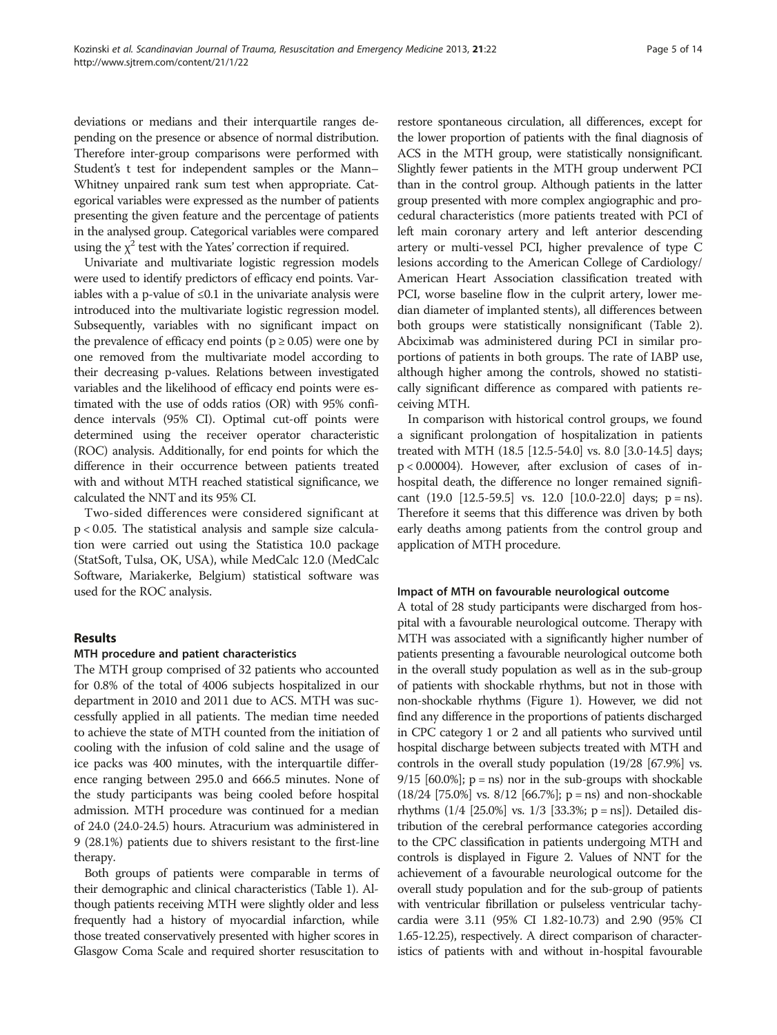deviations or medians and their interquartile ranges depending on the presence or absence of normal distribution. Therefore inter-group comparisons were performed with Student's t test for independent samples or the Mann–Whitney unpaired rank sum test when appropriate. Categorical variables were expressed as the number of patients presenting the given feature and the percentage of patients in the analysed group. Categorical variables were compared using the $\chi^2$ test with the Yates' correction if required.

Univariate and multivariate logistic regression models were used to identify predictors of efficacy end points. Variables with a p-value of ≤0.1 in the univariate analysis were introduced into the multivariate logistic regression model. Subsequently, variables with no significant impact on the prevalence of efficacy end points ($p \geq 0.05$) were one by one removed from the multivariate model according to their decreasing p-values. Relations between investigated variables and the likelihood of efficacy end points were estimated with the use of odds ratios (OR) with 95% confidence intervals (95% CI). Optimal cut-off points were determined using the receiver operator characteristic (ROC) analysis. Additionally, for end points for which the difference in their occurrence between patients treated with and without MTH reached statistical significance, we calculated the NNT and its 95% CI.

Two-sided differences were considered significant at $p < 0.05$. The statistical analysis and sample size calculation were carried out using the Statistica 10.0 package (StatSoft, Tulsa, OK, USA), while MedCalc 12.0 (MedCalc Software, Mariakerke, Belgium) statistical software was used for the ROC analysis.

## Results

### MTH procedure and patient characteristics

The MTH group comprised of 32 patients who accounted for 0.8% of the total of 4006 subjects hospitalized in our department in 2010 and 2011 due to ACS. MTH was successfully applied in all patients. The median time needed to achieve the state of MTH counted from the initiation of cooling with the infusion of cold saline and the usage of ice packs was 400 minutes, with the interquartile difference ranging between 295.0 and 666.5 minutes. None of the study participants was being cooled before hospital admission. MTH procedure was continued for a median of 24.0 (24.0-24.5) hours. Atracurium was administered in 9 (28.1%) patients due to shivers resistant to the first-line therapy.

Both groups of patients were comparable in terms of their demographic and clinical characteristics (Table 1). Although patients receiving MTH were slightly older and less frequently had a history of myocardial infarction, while those treated conservatively presented with higher scores in Glasgow Coma Scale and required shorter resuscitation to restore spontaneous circulation, all differences, except for the lower proportion of patients with the final diagnosis of ACS in the MTH group, were statistically nonsignificant. Slightly fewer patients in the MTH group underwent PCI than in the control group. Although patients in the latter group presented with more complex angiographic and procedural characteristics (more patients treated with PCI of left main coronary artery and left anterior descending artery or multi-vessel PCI, higher prevalence of type C lesions according to the American College of Cardiology/American Heart Association classification treated with PCI, worse baseline flow in the culprit artery, lower median diameter of implanted stents), all differences between both groups were statistically nonsignificant (Table 2). Abciximab was administered during PCI in similar proportions of patients in both groups. The rate of IABP use, although higher among the controls, showed no statistically significant difference as compared with patients receiving MTH.

In comparison with historical control groups, we found a significant prolongation of hospitalization in patients treated with MTH (18.5 [12.5-54.0] vs. 8.0 [3.0-14.5] days; $p < 0.00004$). However, after exclusion of cases of in-hospital death, the difference no longer remained significant (19.0 [12.5-59.5] vs. 12.0 [10.0-22.0] days; p = ns). Therefore it seems that this difference was driven by both early deaths among patients from the control group and application of MTH procedure.

### Impact of MTH on favourable neurological outcome

A total of 28 study participants were discharged from hospital with a favourable neurological outcome. Therapy with MTH was associated with a significantly higher number of patients presenting a favourable neurological outcome both in the overall study population as well as in the sub-group of patients with shockable rhythms, but not in those with non-shockable rhythms (Figure 1). However, we did not find any difference in the proportions of patients discharged in CPC category 1 or 2 and all patients who survived until hospital discharge between subjects treated with MTH and controls in the overall study population (19/28 [67.9%] vs. 9/15 [60.0%]; p = ns) nor in the sub-groups with shockable (18/24 [75.0%] vs. 8/12 [66.7%]; p = ns) and non-shockable rhythms (1/4 [25.0%] vs. 1/3 [33.3%; p = ns]). Detailed distribution of the cerebral performance categories according to the CPC classification in patients undergoing MTH and controls is displayed in Figure 2. Values of NNT for the achievement of a favourable neurological outcome for the overall study population and for the sub-group of patients with ventricular fibrillation or pulseless ventricular tachycardia were 3.11 (95% CI 1.82-10.73) and 2.90 (95% CI 1.65-12.25), respectively. A direct comparison of characteristics of patients with and without in-hospital favourable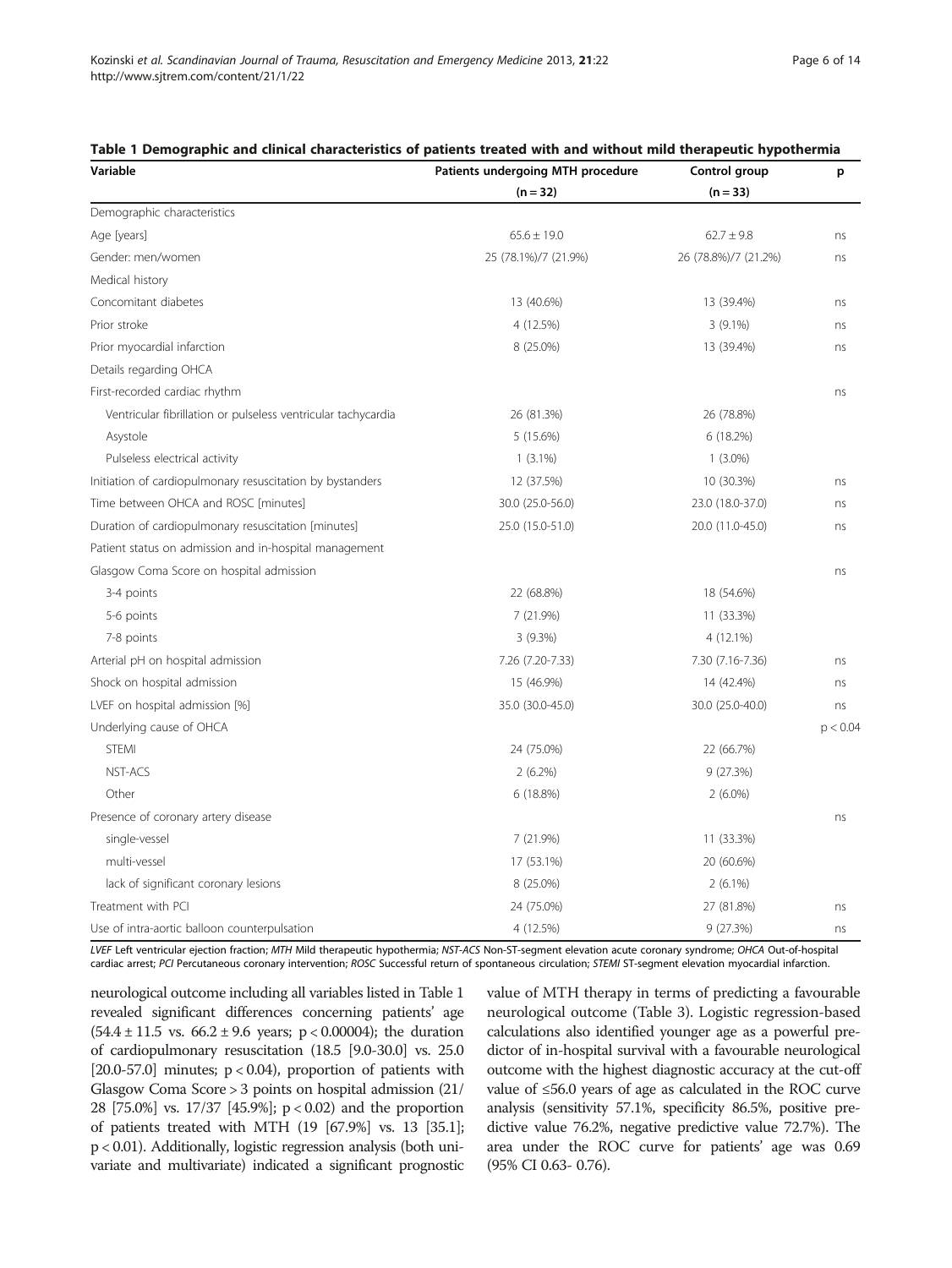**Table 1 Demographic and clinical characteristics of patients treated with and without mild therapeutic hypothermia**

| Variable | Patients undergoing MTH procedure (n = 32) | Control group (n = 33) | p |
|---|---|---|---|
| Demographic characteristics | | | |
| Age [years] | 65.6 ± 19.0 | 62.7 ± 9.8 | ns |
| Gender: men/women | 25 (78.1%)/7 (21.9%) | 26 (78.8%)/7 (21.2%) | ns |
| Medical history | | | |
| Concomitant diabetes | 13 (40.6%) | 13 (39.4%) | ns |
| Prior stroke | 4 (12.5%) | 3 (9.1%) | ns |
| Prior myocardial infarction | 8 (25.0%) | 13 (39.4%) | ns |
| Details regarding OHCA | | | |
| First-recorded cardiac rhythm | | | ns |
| Ventricular fibrillation or pulseless ventricular tachycardia | 26 (81.3%) | 26 (78.8%) | |
| Asystole | 5 (15.6%) | 6 (18.2%) | |
| Pulseless electrical activity | 1 (3.1%) | 1 (3.0%) | |
| Initiation of cardiopulmonary resuscitation by bystanders | 12 (37.5%) | 10 (30.3%) | ns |
| Time between OHCA and ROSC [minutes] | 30.0 (25.0-56.0) | 23.0 (18.0-37.0) | ns |
| Duration of cardiopulmonary resuscitation [minutes] | 25.0 (15.0-51.0) | 20.0 (11.0-45.0) | ns |
| Patient status on admission and in-hospital management | | | |
| Glasgow Coma Score on hospital admission | | | ns |
| 3-4 points | 22 (68.8%) | 18 (54.6%) | |
| 5-6 points | 7 (21.9%) | 11 (33.3%) | |
| 7-8 points | 3 (9.3%) | 4 (12.1%) | |
| Arterial pH on hospital admission | 7.26 (7.20-7.33) | 7.30 (7.16-7.36) | ns |
| Shock on hospital admission | 15 (46.9%) | 14 (42.4%) | ns |
| LVEF on hospital admission [%] | 35.0 (30.0-45.0) | 30.0 (25.0-40.0) | ns |
| Underlying cause of OHCA | | | $p < 0.04$ |
| STEMI | 24 (75.0%) | 22 (66.7%) | |
| NST-ACS | 2 (6.2%) | 9 (27.3%) | |
| Other | 6 (18.8%) | 2 (6.0%) | |
| Presence of coronary artery disease | | | ns |
| single-vessel | 7 (21.9%) | 11 (33.3%) | |
| multi-vessel | 17 (53.1%) | 20 (60.6%) | |
| lack of significant coronary lesions | 8 (25.0%) | 2 (6.1%) | |
| Treatment with PCI | 24 (75.0%) | 27 (81.8%) | ns |
| Use of intra-aortic balloon counterpulsation | 4 (12.5%) | 9 (27.3%) | ns |

*LVEF* Left ventricular ejection fraction; *MTH* Mild therapeutic hypothermia; *NST-ACS* Non-ST-segment elevation acute coronary syndrome; *OHCA* Out-of-hospital cardiac arrest; *PCI* Percutaneous coronary intervention; *ROSC* Successful return of spontaneous circulation; *STEMI* ST-segment elevation myocardial infarction.

neurological outcome including all variables listed in Table 1 revealed significant differences concerning patients' age (54.4 ± 11.5 vs. 66.2 ± 9.6 years; $p < 0.00004$); the duration of cardiopulmonary resuscitation (18.5 [9.0-30.0] vs. 25.0 [20.0-57.0] minutes; $p < 0.04$), proportion of patients with Glasgow Coma Score > 3 points on hospital admission (21/28 [75.0%] vs. 17/37 [45.9%]; $p < 0.02$) and the proportion of patients treated with MTH (19 [67.9%] vs. 13 [35.1]; $p < 0.01$). Additionally, logistic regression analysis (both univariate and multivariate) indicated a significant prognostic value of MTH therapy in terms of predicting a favourable neurological outcome (Table 3). Logistic regression-based calculations also identified younger age as a powerful predictor of in-hospital survival with a favourable neurological outcome with the highest diagnostic accuracy at the cut-off value of ≤56.0 years of age as calculated in the ROC curve analysis (sensitivity 57.1%, specificity 86.5%, positive predictive value 76.2%, negative predictive value 72.7%). The area under the ROC curve for patients' age was 0.69 (95% CI 0.63- 0.76).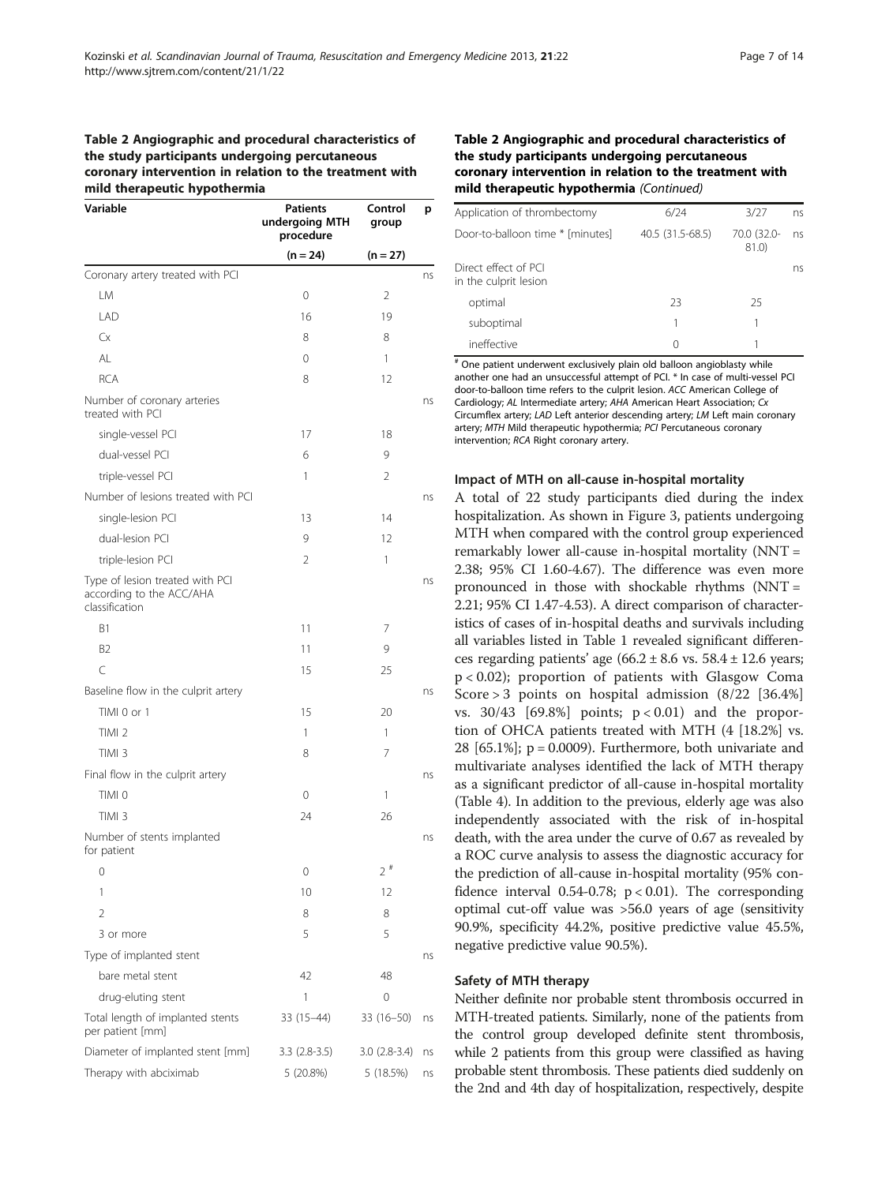**Table 2 Angiographic and procedural characteristics of the study participants undergoing percutaneous coronary intervention in relation to the treatment with mild therapeutic hypothermia**

| Variable | Patients undergoing MTH procedure | Control group | p |
|---|---|---|---|
| | (n = 24) | (n = 27) | |
| Coronary artery treated with PCI | | | ns |
| LM | 0 | 2 | |
| LAD | 16 | 19 | |
| Cx | 8 | 8 | |
| AL | 0 | 1 | |
| RCA | 8 | 12 | |
| Number of coronary arteries treated with PCI | | | ns |
| single-vessel PCI | 17 | 18 | |
| dual-vessel PCI | 6 | 9 | |
| triple-vessel PCI | 1 | 2 | |
| Number of lesions treated with PCI | | | ns |
| single-lesion PCI | 13 | 14 | |
| dual-lesion PCI | 9 | 12 | |
| triple-lesion PCI | 2 | 1 | |
| Type of lesion treated with PCI according to the ACC/AHA classification | | | ns |
| B1 | 11 | 7 | |
| B2 | 11 | 9 | |
| C | 15 | 25 | |
| Baseline flow in the culprit artery | | | ns |
| TIMI 0 or 1 | 15 | 20 | |
| TIMI 2 | 1 | 1 | |
| TIMI 3 | 8 | 7 | |
| Final flow in the culprit artery | | | ns |
| TIMI 0 | 0 | 1 | |
| TIMI 3 | 24 | 26 | |
| Number of stents implanted for patient | | | ns |
| 0 | 0 | 2 # | |
| 1 | 10 | 12 | |
| 2 | 8 | 8 | |
| 3 or more | 5 | 5 | |
| Type of implanted stent | | | ns |
| bare metal stent | 42 | 48 | |
| drug-eluting stent | 1 | 0 | |
| Total length of implanted stents per patient [mm] | 33 (15–44) | 33 (16–50) | ns |
| Diameter of implanted stent [mm] | 3.3 (2.8-3.5) | 3.0 (2.8-3.4) | ns |
| Therapy with abciximab | 5 (20.8%) | 5 (18.5%) | ns |
| Application of thrombectomy | 6/24 | 3/27 | ns |
| Door-to-balloon time * [minutes] | 40.5 (31.5-68.5) | 70.0 (32.0-81.0) | ns |
| Direct effect of PCI in the culprit lesion | | | ns |
| optimal | 23 | 25 | |
| suboptimal | 1 | 1 | |
| ineffective | 0 | 1 | |

# One patient underwent exclusively plain old balloon angioblasty while another one had an unsuccessful attempt of PCI. * In case of multi-vessel PCI door-to-balloon time refers to the culprit lesion. *ACC* American College of Cardiology; *AL* Intermediate artery; *AHA* American Heart Association; *Cx* Circumflex artery; *LAD* Left anterior descending artery; *LM* Left main coronary artery; *MTH* Mild therapeutic hypothermia; *PCI* Percutaneous coronary intervention; *RCA* Right coronary artery.

### Impact of MTH on all-cause in-hospital mortality

A total of 22 study participants died during the index hospitalization. As shown in Figure 3, patients undergoing MTH when compared with the control group experienced remarkably lower all-cause in-hospital mortality (NNT = 2.38; 95% CI 1.60-4.67). The difference was even more pronounced in those with shockable rhythms (NNT = 2.21; 95% CI 1.47-4.53). A direct comparison of characteristics of cases of in-hospital deaths and survivals including all variables listed in Table 1 revealed significant differences regarding patients' age ($66.2 \pm 8.6$ vs. $58.4 \pm 12.6$ years; $p < 0.02$); proportion of patients with Glasgow Coma Score > 3 points on hospital admission (8/22 [36.4%] vs. 30/43 [69.8%] points; $p < 0.01$) and the proportion of OHCA patients treated with MTH (4 [18.2%] vs. 28 [65.1%]; $p = 0.0009$). Furthermore, both univariate and multivariate analyses identified the lack of MTH therapy as a significant predictor of all-cause in-hospital mortality (Table 4). In addition to the previous, elderly age was also independently associated with the risk of in-hospital death, with the area under the curve of 0.67 as revealed by a ROC curve analysis to assess the diagnostic accuracy for the prediction of all-cause in-hospital mortality (95% confidence interval 0.54-0.78; $p < 0.01$). The corresponding optimal cut-off value was >56.0 years of age (sensitivity 90.9%, specificity 44.2%, positive predictive value 45.5%, negative predictive value 90.5%).

### Safety of MTH therapy

Neither definite nor probable stent thrombosis occurred in MTH-treated patients. Similarly, none of the patients from the control group developed definite stent thrombosis, while 2 patients from this group were classified as having probable stent thrombosis. These patients died suddenly on the 2nd and 4th day of hospitalization, respectively, despite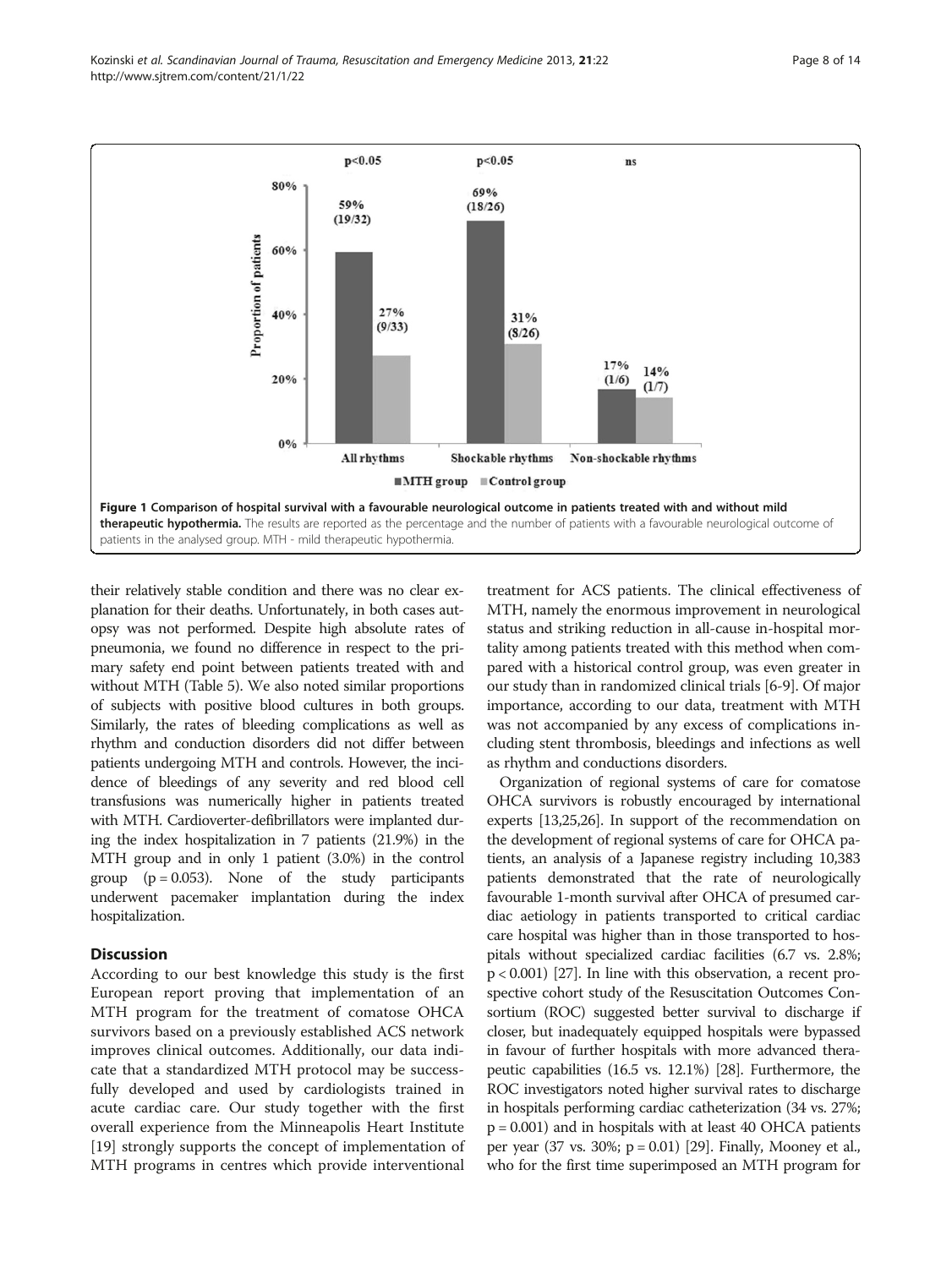**Figure 1 Comparison of hospital survival with a favourable neurological outcome in patients treated with and without mild therapeutic hypothermia.** The results are reported as the percentage and the number of patients with a favourable neurological outcome of patients in the analysed group. MTH - mild therapeutic hypothermia.

their relatively stable condition and there was no clear explanation for their deaths. Unfortunately, in both cases autopsy was not performed. Despite high absolute rates of pneumonia, we found no difference in respect to the primary safety end point between patients treated with and without MTH (Table 5). We also noted similar proportions of subjects with positive blood cultures in both groups. Similarly, the rates of bleeding complications as well as rhythm and conduction disorders did not differ between patients undergoing MTH and controls. However, the incidence of bleedings of any severity and red blood cell transfusions was numerically higher in patients treated with MTH. Cardioverter-defibrillators were implanted during the index hospitalization in 7 patients (21.9%) in the MTH group and in only 1 patient (3.0%) in the control group ($p = 0.053$). None of the study participants underwent pacemaker implantation during the index hospitalization.

## Discussion

According to our best knowledge this study is the first European report proving that implementation of an MTH program for the treatment of comatose OHCA survivors based on a previously established ACS network improves clinical outcomes. Additionally, our data indicate that a standardized MTH protocol may be successfully developed and used by cardiologists trained in acute cardiac care. Our study together with the first overall experience from the Minneapolis Heart Institute [19] strongly supports the concept of implementation of MTH programs in centres which provide interventional treatment for ACS patients. The clinical effectiveness of MTH, namely the enormous improvement in neurological status and striking reduction in all-cause in-hospital mortality among patients treated with this method when compared with a historical control group, was even greater in our study than in randomized clinical trials [6-9]. Of major importance, according to our data, treatment with MTH was not accompanied by any excess of complications including stent thrombosis, bleedings and infections as well as rhythm and conductions disorders.

Organization of regional systems of care for comatose OHCA survivors is robustly encouraged by international experts [13,25,26]. In support of the recommendation on the development of regional systems of care for OHCA patients, an analysis of a Japanese registry including 10,383 patients demonstrated that the rate of neurologically favourable 1-month survival after OHCA of presumed cardiac aetiology in patients transported to critical cardiac care hospital was higher than in those transported to hospitals without specialized cardiac facilities (6.7 vs. 2.8%; $p < 0.001$) [27]. In line with this observation, a recent prospective cohort study of the Resuscitation Outcomes Consortium (ROC) suggested better survival to discharge if closer, but inadequately equipped hospitals were bypassed in favour of further hospitals with more advanced therapeutic capabilities (16.5 vs. 12.1%) [28]. Furthermore, the ROC investigators noted higher survival rates to discharge in hospitals performing cardiac catheterization (34 vs. 27%; $p = 0.001$) and in hospitals with at least 40 OHCA patients per year (37 vs. 30%; $p = 0.01$) [29]. Finally, Mooney et al., who for the first time superimposed an MTH program for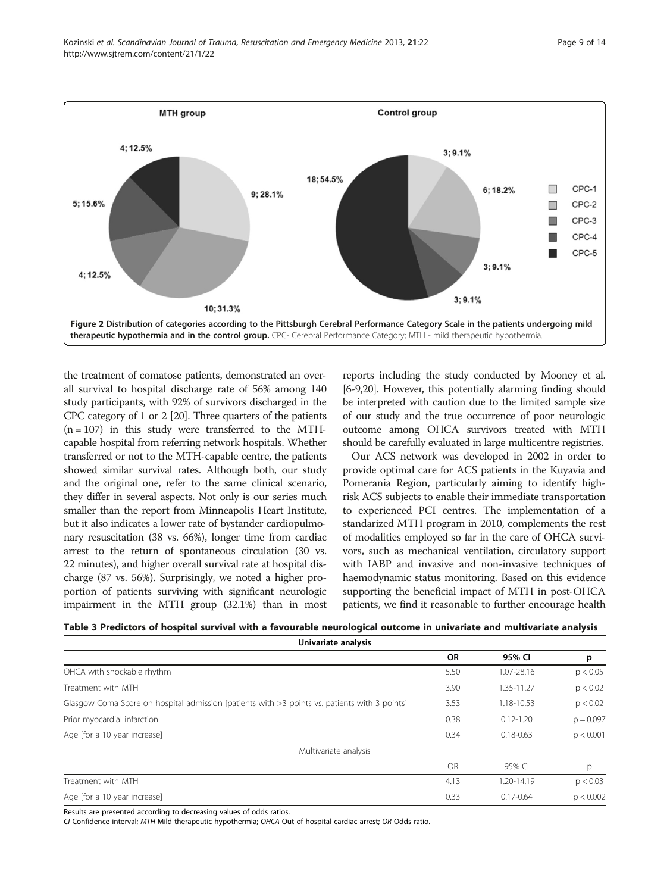Figure 2 Distribution of categories according to the Pittsburgh Cerebral Performance Category Scale in the patients undergoing mild therapeutic hypothermia and in the control group. CPC- Cerebral Performance Category; MTH - mild therapeutic hypothermia.

the treatment of comatose patients, demonstrated an overall survival to hospital discharge rate of 56% among 140 study participants, with 92% of survivors discharged in the CPC category of 1 or 2 [20]. Three quarters of the patients (n = 107) in this study were transferred to the MTH-capable hospital from referring network hospitals. Whether transferred or not to the MTH-capable centre, the patients showed similar survival rates. Although both, our study and the original one, refer to the same clinical scenario, they differ in several aspects. Not only is our series much smaller than the report from Minneapolis Heart Institute, but it also indicates a lower rate of bystander cardiopulmonary resuscitation (38 vs. 66%), longer time from cardiac arrest to the return of spontaneous circulation (30 vs. 22 minutes), and higher overall survival rate at hospital discharge (87 vs. 56%). Surprisingly, we noted a higher proportion of patients surviving with significant neurologic impairment in the MTH group (32.1%) than in most reports including the study conducted by Mooney et al. [6-9,20]. However, this potentially alarming finding should be interpreted with caution due to the limited sample size of our study and the true occurrence of poor neurologic outcome among OHCA survivors treated with MTH should be carefully evaluated in large multicentre registries.

Our ACS network was developed in 2002 in order to provide optimal care for ACS patients in the Kuyavia and Pomerania Region, particularly aiming to identify high-risk ACS subjects to enable their immediate transportation to experienced PCI centres. The implementation of a standarized MTH program in 2010, complements the rest of modalities employed so far in the care of OHCA survivors, such as mechanical ventilation, circulatory support with IABP and invasive and non-invasive techniques of haemodynamic status monitoring. Based on this evidence supporting the beneficial impact of MTH in post-OHCA patients, we find it reasonable to further encourage health

**Table 3 Predictors of hospital survival with a favourable neurological outcome in univariate and multivariate analysis**

| Univariate analysis | | | |
|---|---|---|---|
| | OR | 95% CI | p |
| OHCA with shockable rhythm | 5.50 | 1.07-28.16 | $p < 0.05$ |
| Treatment with MTH | 3.90 | 1.35-11.27 | $p < 0.02$ |
| Glasgow Coma Score on hospital admission [patients with >3 points vs. patients with 3 points] | 3.53 | 1.18-10.53 | $p < 0.02$ |
| Prior myocardial infarction | 0.38 | 0.12-1.20 | $p = 0.097$ |
| Age [for a 10 year increase] | 0.34 | 0.18-0.63 | $p < 0.001$ |
| Multivariate analysis | | | |
| | OR | 95% CI | p |
| Treatment with MTH | 4.13 | 1.20-14.19 | $p < 0.03$ |
| Age [for a 10 year increase] | 0.33 | 0.17-0.64 | $p < 0.002$ |

Results are presented according to decreasing values of odds ratios.
*CI* Confidence interval; *MTH* Mild therapeutic hypothermia; *OHCA* Out-of-hospital cardiac arrest; *OR* Odds ratio.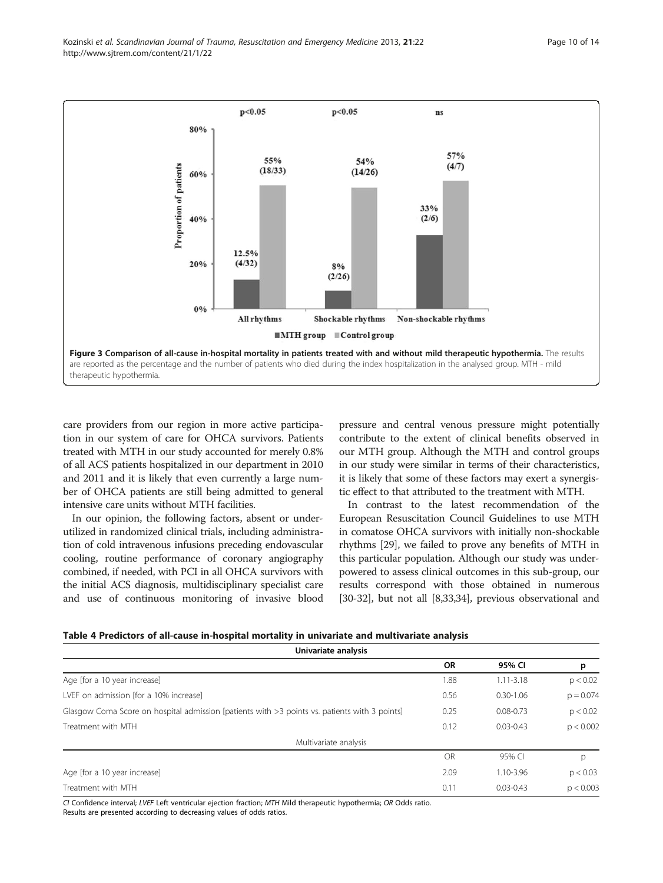**Figure 3 Comparison of all-cause in-hospital mortality in patients treated with and without mild therapeutic hypothermia.** The results are reported as the percentage and the number of patients who died during the index hospitalization in the analysed group. MTH - mild therapeutic hypothermia.

care providers from our region in more active participation in our system of care for OHCA survivors. Patients treated with MTH in our study accounted for merely 0.8% of all ACS patients hospitalized in our department in 2010 and 2011 and it is likely that even currently a large number of OHCA patients are still being admitted to general intensive care units without MTH facilities.

In our opinion, the following factors, absent or underutilized in randomized clinical trials, including administration of cold intravenous infusions preceding endovascular cooling, routine performance of coronary angiography combined, if needed, with PCI in all OHCA survivors with the initial ACS diagnosis, multidisciplinary specialist care and use of continuous monitoring of invasive blood pressure and central venous pressure might potentially contribute to the extent of clinical benefits observed in our MTH group. Although the MTH and control groups in our study were similar in terms of their characteristics, it is likely that some of these factors may exert a synergistic effect to that attributed to the treatment with MTH.

In contrast to the latest recommendation of the European Resuscitation Council Guidelines to use MTH in comatose OHCA survivors with initially non-shockable rhythms [29], we failed to prove any benefits of MTH in this particular population. Although our study was underpowered to assess clinical outcomes in this sub-group, our results correspond with those obtained in numerous [30-32], but not all [8,33,34], previous observational and

**Table 4 Predictors of all-cause in-hospital mortality in univariate and multivariate analysis**

| Univariate analysis | | | |
|---|---|---|---|
| | OR | 95% CI | p |
| Age [for a 10 year increase] | 1.88 | 1.11-3.18 | $p < 0.02$ |
| LVEF on admission [for a 10% increase] | 0.56 | 0.30-1.06 | $p = 0.074$ |
| Glasgow Coma Score on hospital admission [patients with >3 points vs. patients with 3 points] | 0.25 | 0.08-0.73 | $p < 0.02$ |
| Treatment with MTH | 0.12 | 0.03-0.43 | $p < 0.002$ |
| Multivariate analysis | | | |
| | OR | 95% CI | p |
| Age [for a 10 year increase] | 2.09 | 1.10-3.96 | $p < 0.03$ |
| Treatment with MTH | 0.11 | 0.03-0.43 | $p < 0.003$ |

*CI* Confidence interval; *LVEF* Left ventricular ejection fraction; *MTH* Mild therapeutic hypothermia; *OR* Odds ratio.
Results are presented according to decreasing values of odds ratios.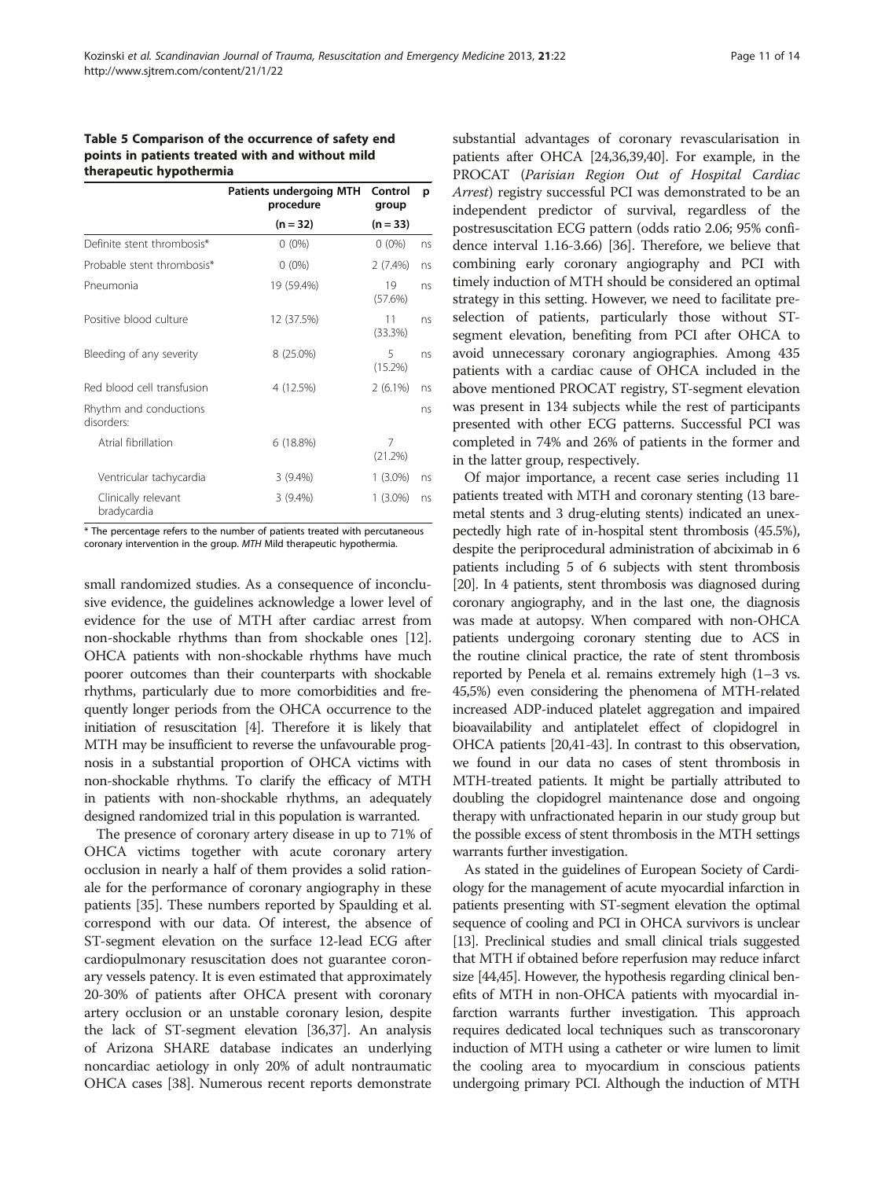**Table 5 Comparison of the occurrence of safety end points in patients treated with and without mild therapeutic hypothermia**

| | Patients undergoing MTH procedure | Control group | p |
|---|---|---|---|
| | (n = 32) | (n = 33) | |
| Definite stent thrombosis* | 0 (0%) | 0 (0%) | ns |
| Probable stent thrombosis* | 0 (0%) | 2 (7.4%) | ns |
| Pneumonia | 19 (59.4%) | 19 (57.6%) | ns |
| Positive blood culture | 12 (37.5%) | 11 (33.3%) | ns |
| Bleeding of any severity | 8 (25.0%) | 5 (15.2%) | ns |
| Red blood cell transfusion | 4 (12.5%) | 2 (6.1%) | ns |
| Rhythm and conductions disorders: | | | ns |
| Atrial fibrillation | 6 (18.8%) | 7 (21.2%) | |
| Ventricular tachycardia | 3 (9.4%) | 1 (3.0%) | ns |
| Clinically relevant bradycardia | 3 (9.4%) | 1 (3.0%) | ns |

\* The percentage refers to the number of patients treated with percutaneous coronary intervention in the group. *MTH* Mild therapeutic hypothermia.

small randomized studies. As a consequence of inconclusive evidence, the guidelines acknowledge a lower level of evidence for the use of MTH after cardiac arrest from non-shockable rhythms than from shockable ones [12]. OHCA patients with non-shockable rhythms have much poorer outcomes than their counterparts with shockable rhythms, particularly due to more comorbidities and frequently longer periods from the OHCA occurrence to the initiation of resuscitation [4]. Therefore it is likely that MTH may be insufficient to reverse the unfavourable prognosis in a substantial proportion of OHCA victims with non-shockable rhythms. To clarify the efficacy of MTH in patients with non-shockable rhythms, an adequately designed randomized trial in this population is warranted.

The presence of coronary artery disease in up to 71% of OHCA victims together with acute coronary artery occlusion in nearly a half of them provides a solid rationale for the performance of coronary angiography in these patients [35]. These numbers reported by Spaulding et al. correspond with our data. Of interest, the absence of ST-segment elevation on the surface 12-lead ECG after cardiopulmonary resuscitation does not guarantee coronary vessels patency. It is even estimated that approximately 20-30% of patients after OHCA present with coronary artery occlusion or an unstable coronary lesion, despite the lack of ST-segment elevation [36,37]. An analysis of Arizona SHARE database indicates an underlying noncardiac aetiology in only 20% of adult nontraumatic OHCA cases [38]. Numerous recent reports demonstrate substantial advantages of coronary revascularisation in patients after OHCA [24,36,39,40]. For example, in the PROCAT (*Parisian Region Out of Hospital Cardiac Arrest*) registry successful PCI was demonstrated to be an independent predictor of survival, regardless of the postresuscitation ECG pattern (odds ratio 2.06; 95% confidence interval 1.16-3.66) [36]. Therefore, we believe that combining early coronary angiography and PCI with timely induction of MTH should be considered an optimal strategy in this setting. However, we need to facilitate preselection of patients, particularly those without ST-segment elevation, benefiting from PCI after OHCA to avoid unnecessary coronary angiographies. Among 435 patients with a cardiac cause of OHCA included in the above mentioned PROCAT registry, ST-segment elevation was present in 134 subjects while the rest of participants presented with other ECG patterns. Successful PCI was completed in 74% and 26% of patients in the former and in the latter group, respectively.

Of major importance, a recent case series including 11 patients treated with MTH and coronary stenting (13 bare-metal stents and 3 drug-eluting stents) indicated an unexpectedly high rate of in-hospital stent thrombosis (45.5%), despite the periprocedural administration of abciximab in 6 patients including 5 of 6 subjects with stent thrombosis [20]. In 4 patients, stent thrombosis was diagnosed during coronary angiography, and in the last one, the diagnosis was made at autopsy. When compared with non-OHCA patients undergoing coronary stenting due to ACS in the routine clinical practice, the rate of stent thrombosis reported by Penela et al. remains extremely high (1–3 vs. 45,5%) even considering the phenomena of MTH-related increased ADP-induced platelet aggregation and impaired bioavailability and antiplatelet effect of clopidogrel in OHCA patients [20,41-43]. In contrast to this observation, we found in our data no cases of stent thrombosis in MTH-treated patients. It might be partially attributed to doubling the clopidogrel maintenance dose and ongoing therapy with unfractionated heparin in our study group but the possible excess of stent thrombosis in the MTH settings warrants further investigation.

As stated in the guidelines of European Society of Cardiology for the management of acute myocardial infarction in patients presenting with ST-segment elevation the optimal sequence of cooling and PCI in OHCA survivors is unclear [13]. Preclinical studies and small clinical trials suggested that MTH if obtained before reperfusion may reduce infarct size [44,45]. However, the hypothesis regarding clinical benefits of MTH in non-OHCA patients with myocardial infarction warrants further investigation. This approach requires dedicated local techniques such as transcoronary induction of MTH using a catheter or wire lumen to limit the cooling area to myocardium in conscious patients undergoing primary PCI. Although the induction of MTH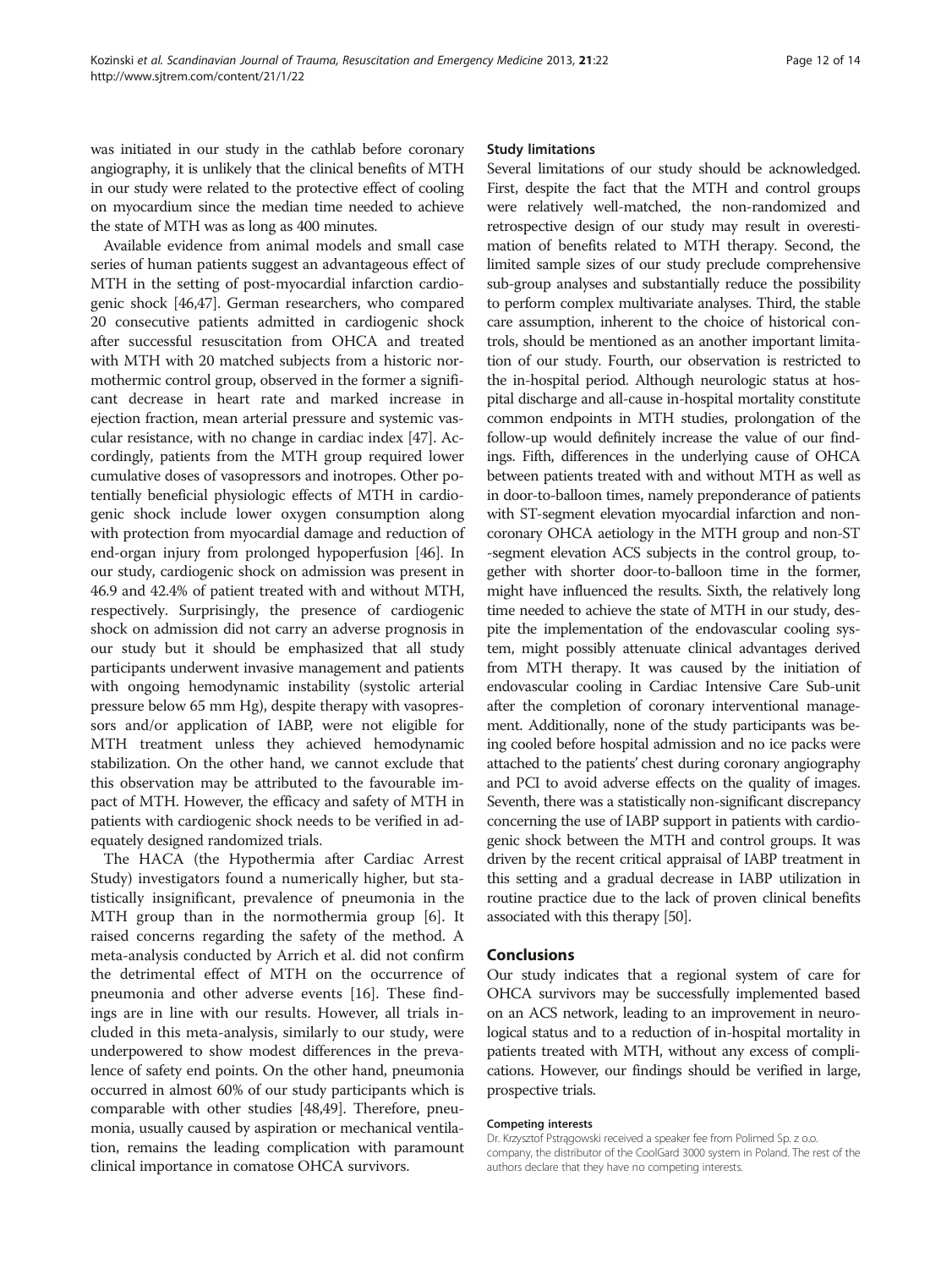was initiated in our study in the cathlab before coronary angiography, it is unlikely that the clinical benefits of MTH in our study were related to the protective effect of cooling on myocardium since the median time needed to achieve the state of MTH was as long as 400 minutes.

Available evidence from animal models and small case series of human patients suggest an advantageous effect of MTH in the setting of post-myocardial infarction cardiogenic shock [46,47]. German researchers, who compared 20 consecutive patients admitted in cardiogenic shock after successful resuscitation from OHCA and treated with MTH with 20 matched subjects from a historic normothermic control group, observed in the former a significant decrease in heart rate and marked increase in ejection fraction, mean arterial pressure and systemic vascular resistance, with no change in cardiac index [47]. Accordingly, patients from the MTH group required lower cumulative doses of vasopressors and inotropes. Other potentially beneficial physiologic effects of MTH in cardiogenic shock include lower oxygen consumption along with protection from myocardial damage and reduction of end-organ injury from prolonged hypoperfusion [46]. In our study, cardiogenic shock on admission was present in 46.9 and 42.4% of patient treated with and without MTH, respectively. Surprisingly, the presence of cardiogenic shock on admission did not carry an adverse prognosis in our study but it should be emphasized that all study participants underwent invasive management and patients with ongoing hemodynamic instability (systolic arterial pressure below 65 mm Hg), despite therapy with vasopressors and/or application of IABP, were not eligible for MTH treatment unless they achieved hemodynamic stabilization. On the other hand, we cannot exclude that this observation may be attributed to the favourable impact of MTH. However, the efficacy and safety of MTH in patients with cardiogenic shock needs to be verified in adequately designed randomized trials.

The HACA (the Hypothermia after Cardiac Arrest Study) investigators found a numerically higher, but statistically insignificant, prevalence of pneumonia in the MTH group than in the normothermia group [6]. It raised concerns regarding the safety of the method. A meta-analysis conducted by Arrich et al. did not confirm the detrimental effect of MTH on the occurrence of pneumonia and other adverse events [16]. These findings are in line with our results. However, all trials included in this meta-analysis, similarly to our study, were underpowered to show modest differences in the prevalence of safety end points. On the other hand, pneumonia occurred in almost 60% of our study participants which is comparable with other studies [48,49]. Therefore, pneumonia, usually caused by aspiration or mechanical ventilation, remains the leading complication with paramount clinical importance in comatose OHCA survivors.

### Study limitations

Several limitations of our study should be acknowledged. First, despite the fact that the MTH and control groups were relatively well-matched, the non-randomized and retrospective design of our study may result in overestimation of benefits related to MTH therapy. Second, the limited sample sizes of our study preclude comprehensive sub-group analyses and substantially reduce the possibility to perform complex multivariate analyses. Third, the stable care assumption, inherent to the choice of historical controls, should be mentioned as an another important limitation of our study. Fourth, our observation is restricted to the in-hospital period. Although neurologic status at hospital discharge and all-cause in-hospital mortality constitute common endpoints in MTH studies, prolongation of the follow-up would definitely increase the value of our findings. Fifth, differences in the underlying cause of OHCA between patients treated with and without MTH as well as in door-to-balloon times, namely preponderance of patients with ST-segment elevation myocardial infarction and non-coronary OHCA aetiology in the MTH group and non-ST -segment elevation ACS subjects in the control group, together with shorter door-to-balloon time in the former, might have influenced the results. Sixth, the relatively long time needed to achieve the state of MTH in our study, despite the implementation of the endovascular cooling system, might possibly attenuate clinical advantages derived from MTH therapy. It was caused by the initiation of endovascular cooling in Cardiac Intensive Care Sub-unit after the completion of coronary interventional management. Additionally, none of the study participants was being cooled before hospital admission and no ice packs were attached to the patients' chest during coronary angiography and PCI to avoid adverse effects on the quality of images. Seventh, there was a statistically non-significant discrepancy concerning the use of IABP support in patients with cardiogenic shock between the MTH and control groups. It was driven by the recent critical appraisal of IABP treatment in this setting and a gradual decrease in IABP utilization in routine practice due to the lack of proven clinical benefits associated with this therapy [50].

## Conclusions

Our study indicates that a regional system of care for OHCA survivors may be successfully implemented based on an ACS network, leading to an improvement in neurological status and to a reduction of in-hospital mortality in patients treated with MTH, without any excess of complications. However, our findings should be verified in large, prospective trials.

#### Competing interests

Dr. Krzysztof Pstrągowski received a speaker fee from Polimed Sp. z o.o. company, the distributor of the CoolGard 3000 system in Poland. The rest of the authors declare that they have no competing interests.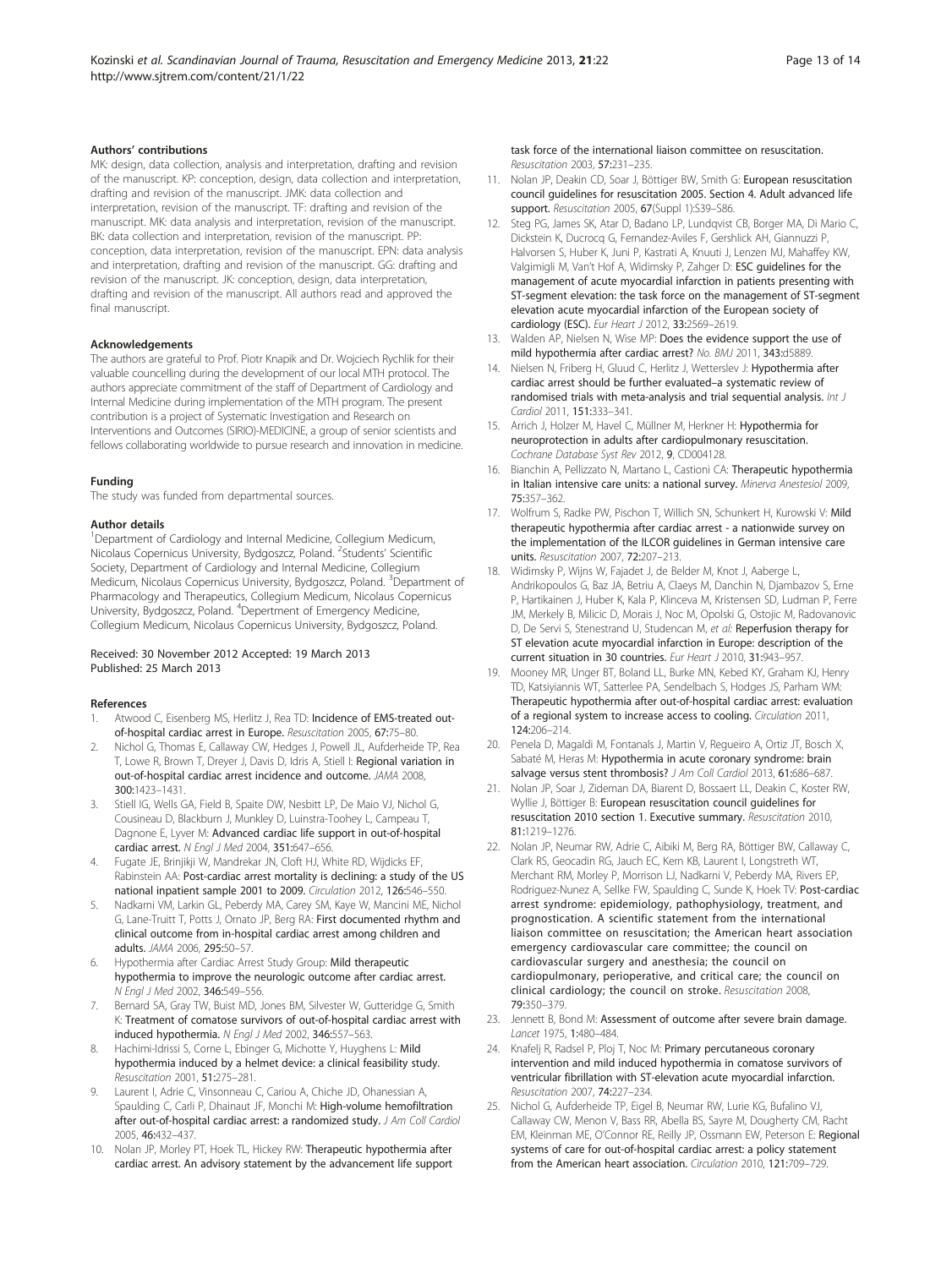### Authors' contributions

MK: design, data collection, analysis and interpretation, drafting and revision of the manuscript. KP: conception, design, data collection and interpretation, drafting and revision of the manuscript. JMK: data collection and interpretation, revision of the manuscript. TF: drafting and revision of the manuscript. MK: data analysis and interpretation, revision of the manuscript. BK: data collection and interpretation, revision of the manuscript. PP: conception, data interpretation, revision of the manuscript. EPN: data analysis and interpretation, drafting and revision of the manuscript. GG: drafting and revision of the manuscript. JK: conception, design, data interpretation, drafting and revision of the manuscript. All authors read and approved the final manuscript.

### Acknowledgements

The authors are grateful to Prof. Piotr Knapik and Dr. Wojciech Rychlik for their valuable councelling during the development of our local MTH protocol. The authors appreciate commitment of the staff of Department of Cardiology and Internal Medicine during implementation of the MTH program. The present contribution is a project of Systematic Investigation and Research on Interventions and Outcomes (SIRIO)-MEDICINE, a group of senior scientists and fellows collaborating worldwide to pursue research and innovation in medicine.

### Funding

The study was funded from departmental sources.

### Author details

[1]Department of Cardiology and Internal Medicine, Collegium Medicum, Nicolaus Copernicus University, Bydgoszcz, Poland. [2]Students' Scientific Society, Department of Cardiology and Internal Medicine, Collegium Medicum, Nicolaus Copernicus University, Bydgoszcz, Poland. [3]Department of Pharmacology and Therapeutics, Collegium Medicum, Nicolaus Copernicus University, Bydgoszcz, Poland. [4]Department of Emergency Medicine, Collegium Medicum, Nicolaus Copernicus University, Bydgoszcz, Poland.

Received: 30 November 2012 Accepted: 19 March 2013
Published: 25 March 2013

### References

1. Atwood C, Eisenberg MS, Herlitz J, Rea TD: **Incidence of EMS-treated out-of-hospital cardiac arrest in Europe.** *Resuscitation* 2005, **67:**75–80.
2. Nichol G, Thomas E, Callaway CW, Hedges J, Powell JL, Aufderheide TP, Rea T, Lowe R, Brown T, Dreyer J, Davis D, Idris A, Stiell I: **Regional variation in out-of-hospital cardiac arrest incidence and outcome.** *JAMA* 2008, **300:**1423–1431.
3. Stiell IG, Wells GA, Field B, Spaite DW, Nesbitt LP, De Maio VJ, Nichol G, Cousineau D, Blackburn J, Munkley D, Luinstra-Toohey L, Campeau T, Dagnone E, Lyver M: **Advanced cardiac life support in out-of-hospital cardiac arrest.** *N Engl J Med* 2004, **351:**647–656.
4. Fugate JE, Brinjikji W, Mandrekar JN, Cloft HJ, White RD, Wijdicks EF, Rabinstein AA: **Post-cardiac arrest mortality is declining: a study of the US national inpatient sample 2001 to 2009.** *Circulation* 2012, **126:**546–550.
5. Nadkarni VM, Larkin GL, Peberdy MA, Carey SM, Kaye W, Mancini ME, Nichol G, Lane-Truitt T, Potts J, Ornato JP, Berg RA: **First documented rhythm and clinical outcome from in-hospital cardiac arrest among children and adults.** *JAMA* 2006, **295:**50–57.
6. Hypothermia after Cardiac Arrest Study Group: **Mild therapeutic hypothermia to improve the neurologic outcome after cardiac arrest.** *N Engl J Med* 2002, **346:**549–556.
7. Bernard SA, Gray TW, Buist MD, Jones BM, Silvester W, Gutteridge G, Smith K: **Treatment of comatose survivors of out-of-hospital cardiac arrest with induced hypothermia.** *N Engl J Med* 2002, **346:**557–563.
8. Hachimi-Idrissi S, Corne L, Ebinger G, Michotte Y, Huyghens L: **Mild hypothermia induced by a helmet device: a clinical feasibility study.** *Resuscitation* 2001, **51:**275–281.
9. Laurent I, Adrie C, Vinsonneau C, Cariou A, Chiche JD, Ohanessian A, Spaulding C, Carli P, Dhainaut JF, Monchi M: **High-volume hemofiltration after out-of-hospital cardiac arrest: a randomized study.** *J Am Coll Cardiol* 2005, **46:**432–437.
10. Nolan JP, Morley PT, Hoek TL, Hickey RW: **Therapeutic hypothermia after cardiac arrest. An advisory statement by the advancement life support task force of the international liaison committee on resuscitation.** *Resuscitation* 2003, **57:**231–235.
11. Nolan JP, Deakin CD, Soar J, Böttiger BW, Smith G: **European resuscitation council guidelines for resuscitation 2005. Section 4. Adult advanced life support.** *Resuscitation* 2005, **67**(Suppl 1):S39–S86.
12. Steg PG, James SK, Atar D, Badano LP, Lundqvist CB, Borger MA, Di Mario C, Dickstein K, Ducrocq G, Fernandez-Aviles F, Gershlick AH, Giannuzzi P, Halvorsen S, Huber K, Juni P, Kastrati A, Knuuti J, Lenzen MJ, Mahaffey KW, Valgimigli M, Van't Hof A, Widimsky P, Zahger D: **ESC guidelines for the management of acute myocardial infarction in patients presenting with ST-segment elevation: the task force on the management of ST-segment elevation acute myocardial infarction of the European society of cardiology (ESC).** *Eur Heart J* 2012, **33:**2569–2619.
13. Walden AP, Nielsen N, Wise MP: **Does the evidence support the use of mild hypothermia after cardiac arrest?** *No. BMJ* 2011, **343:**d5889.
14. Nielsen N, Friberg H, Gluud C, Herlitz J, Wetterslev J: **Hypothermia after cardiac arrest should be further evaluated–a systematic review of randomised trials with meta-analysis and trial sequential analysis.** *Int J Cardiol* 2011, **151:**333–341.
15. Arrich J, Holzer M, Havel C, Müllner M, Herkner H: **Hypothermia for neuroprotection in adults after cardiopulmonary resuscitation.** *Cochrane Database Syst Rev* 2012, **9**, CD004128.
16. Bianchin A, Pellizzato N, Martano L, Castioni CA: **Therapeutic hypothermia in Italian intensive care units: a national survey.** *Minerva Anestesiol* 2009, **75:**357–362.
17. Wolfrum S, Radke PW, Pischon T, Willich SN, Schunkert H, Kurowski V: **Mild therapeutic hypothermia after cardiac arrest - a nationwide survey on the implementation of the ILCOR guidelines in German intensive care units.** *Resuscitation* 2007, **72:**207–213.
18. Widimsky P, Wijns W, Fajadet J, de Belder M, Knot J, Aaberge L, Andrikopoulos G, Baz JA, Betriu A, Claeys M, Danchin N, Djambazov S, Erne P, Hartikainen J, Huber K, Kala P, Klinceva M, Kristensen SD, Ludman P, Ferre JM, Merkely B, Milicic D, Morais J, Noc M, Opolski G, Ostojic M, Radovanovic D, De Servi S, Stenestrand U, Studencan M, *et al*: **Reperfusion therapy for ST elevation acute myocardial infarction in Europe: description of the current situation in 30 countries.** *Eur Heart J* 2010, **31:**943–957.
19. Mooney MR, Unger BT, Boland LL, Burke MN, Kebed KY, Graham KJ, Henry TD, Katsiyiannis WT, Satterlee PA, Sendelbach S, Hodges JS, Parham WM: **Therapeutic hypothermia after out-of-hospital cardiac arrest: evaluation of a regional system to increase access to cooling.** *Circulation* 2011, **124:**206–214.
20. Penela D, Magaldi M, Fontanals J, Martin V, Regueiro A, Ortiz JT, Bosch X, Sabaté M, Heras M: **Hypothermia in acute coronary syndrome: brain salvage versus stent thrombosis?** *J Am Coll Cardiol* 2013, **61:**686–687.
21. Nolan JP, Soar J, Zideman DA, Biarent D, Bossaert LL, Deakin C, Koster RW, Wyllie J, Böttiger B: **European resuscitation council guidelines for resuscitation 2010 section 1. Executive summary.** *Resuscitation* 2010, **81:**1219–1276.
22. Nolan JP, Neumar RW, Adrie C, Aibiki M, Berg RA, Böttiger BW, Callaway C, Clark RS, Geocadin RG, Jauch EC, Kern KB, Laurent I, Longstreth WT, Merchant RM, Morley P, Morrison LJ, Nadkarni V, Peberdy MA, Rivers EP, Rodriguez-Nunez A, Sellke FW, Spaulding C, Sunde K, Hoek TV: **Post-cardiac arrest syndrome: epidemiology, pathophysiology, treatment, and prognostication. A scientific statement from the international liaison committee on resuscitation; the American heart association emergency cardiovascular care committee; the council on cardiovascular surgery and anesthesia; the council on cardiopulmonary, perioperative, and critical care; the council on clinical cardiology; the council on stroke.** *Resuscitation* 2008, **79:**350–379.
23. Jennett B, Bond M: **Assessment of outcome after severe brain damage.** *Lancet* 1975, **1:**480–484.
24. Knafelj R, Radsel P, Ploj T, Noc M: **Primary percutaneous coronary intervention and mild induced hypothermia in comatose survivors of ventricular fibrillation with ST-elevation acute myocardial infarction.** *Resuscitation* 2007, **74:**227–234.
25. Nichol G, Aufderheide TP, Eigel B, Neumar RW, Lurie KG, Bufalino VJ, Callaway CW, Menon V, Bass RR, Abella BS, Sayre M, Dougherty CM, Racht EM, Kleinman ME, O'Connor RE, Reilly JP, Ossmann EW, Peterson E: **Regional systems of care for out-of-hospital cardiac arrest: a policy statement from the American heart association.** *Circulation* 2010, **121:**709–729.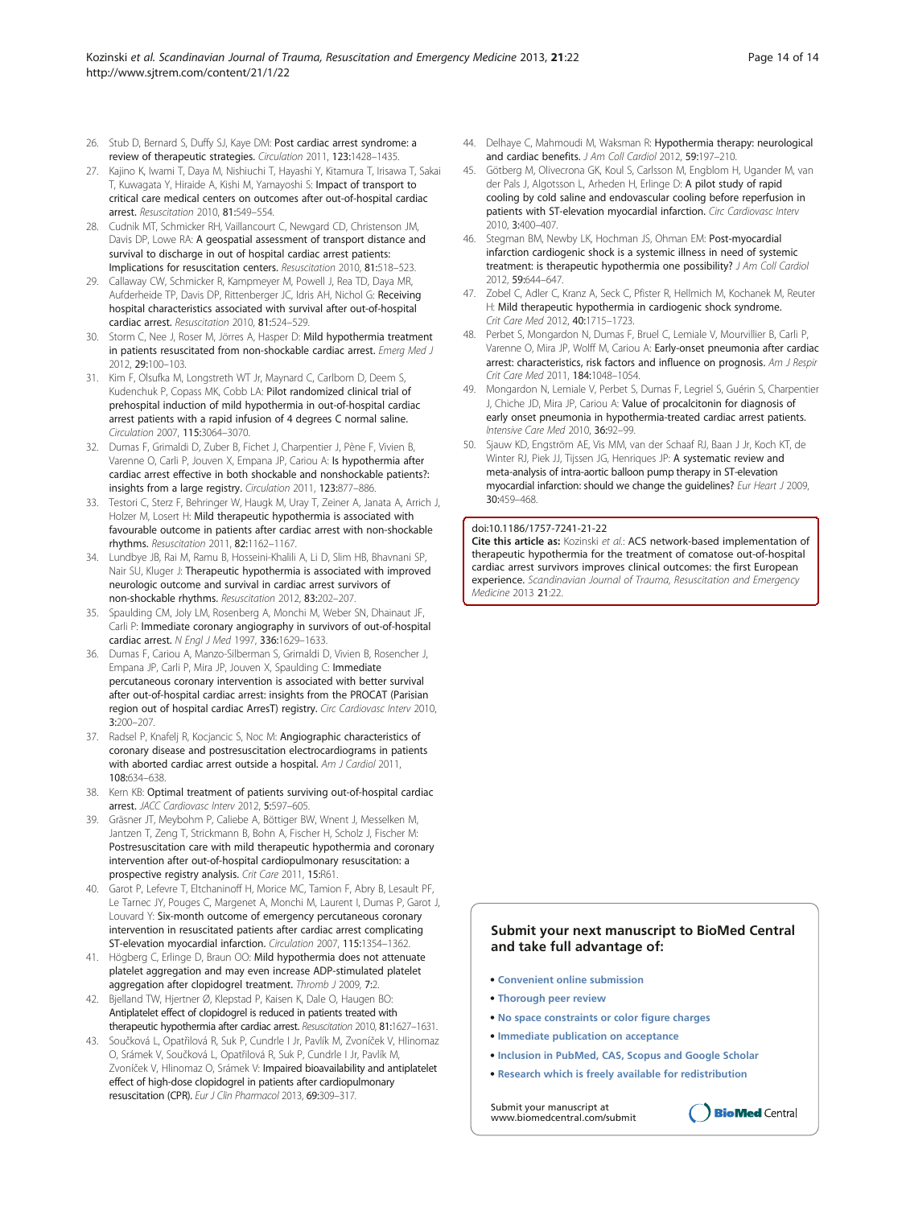26. Stub D, Bernard S, Duffy SJ, Kaye DM: Post cardiac arrest syndrome: a review of therapeutic strategies. *Circulation* 2011, 123:1428–1435.
27. Kajino K, Iwami T, Daya M, Nishiuchi T, Hayashi Y, Kitamura T, Irisawa T, Sakai T, Kuwagata Y, Hiraide A, Kishi M, Yamayoshi S: Impact of transport to critical care medical centers on outcomes after out-of-hospital cardiac arrest. *Resuscitation* 2010, 81:549–554.
28. Cudnik MT, Schmicker RH, Vaillancourt C, Newgard CD, Christenson JM, Davis DP, Lowe RA: A geospatial assessment of transport distance and survival to discharge in out of hospital cardiac arrest patients: Implications for resuscitation centers. *Resuscitation* 2010, 81:518–523.
29. Callaway CW, Schmicker R, Kampmeyer M, Powell J, Rea TD, Daya MR, Aufderheide TP, Davis DP, Rittenberger JC, Idris AH, Nichol G: Receiving hospital characteristics associated with survival after out-of-hospital cardiac arrest. *Resuscitation* 2010, 81:524–529.
30. Storm C, Nee J, Roser M, Jörres A, Hasper D: Mild hypothermia treatment in patients resuscitated from non-shockable cardiac arrest. *Emerg Med J* 2012, 29:100–103.
31. Kim F, Olsufka M, Longstreth WT Jr, Maynard C, Carlbom D, Deem S, Kudenchuk P, Copass MK, Cobb LA: Pilot randomized clinical trial of prehospital induction of mild hypothermia in out-of-hospital cardiac arrest patients with a rapid infusion of 4 degrees C normal saline. *Circulation* 2007, 115:3064–3070.
32. Dumas F, Grimaldi D, Zuber B, Fichet J, Charpentier J, Pène F, Vivien B, Varenne O, Carli P, Jouven X, Empana JP, Cariou A: Is hypothermia after cardiac arrest effective in both shockable and nonshockable patients?: insights from a large registry. *Circulation* 2011, 123:877–886.
33. Testori C, Sterz F, Behringer W, Haugk M, Uray T, Zeiner A, Janata A, Arrich J, Holzer M, Losert H: Mild therapeutic hypothermia is associated with favourable outcome in patients after cardiac arrest with non-shockable rhythms. *Resuscitation* 2011, 82:1162–1167.
34. Lundbye JB, Rai M, Ramu B, Hosseini-Khalili A, Li D, Slim HB, Bhavnani SP, Nair SU, Kluger J: Therapeutic hypothermia is associated with improved neurologic outcome and survival in cardiac arrest survivors of non-shockable rhythms. *Resuscitation* 2012, 83:202–207.
35. Spaulding CM, Joly LM, Rosenberg A, Monchi M, Weber SN, Dhainaut JF, Carli P: Immediate coronary angiography in survivors of out-of-hospital cardiac arrest. *N Engl J Med* 1997, 336:1629–1633.
36. Dumas F, Cariou A, Manzo-Silberman S, Grimaldi D, Vivien B, Rosencher J, Empana JP, Carli P, Mira JP, Jouven X, Spaulding C: Immediate percutaneous coronary intervention is associated with better survival after out-of-hospital cardiac arrest: insights from the PROCAT (Parisian region out of hospital cardiac ArresT) registry. *Circ Cardiovasc Interv* 2010, 3:200–207.
37. Radsel P, Knafelj R, Kocjancic S, Noc M: Angiographic characteristics of coronary disease and postresuscitation electrocardiograms in patients with aborted cardiac arrest outside a hospital. *Am J Cardiol* 2011, 108:634–638.
38. Kern KB: Optimal treatment of patients surviving out-of-hospital cardiac arrest. *JACC Cardiovasc Interv* 2012, 5:597–605.
39. Gräsner JT, Meybohm P, Caliebe A, Böttiger BW, Wnent J, Messelken M, Jantzen T, Zeng T, Strickmann B, Bohn A, Fischer H, Scholz J, Fischer M: Postresuscitation care with mild therapeutic hypothermia and coronary intervention after out-of-hospital cardiopulmonary resuscitation: a prospective registry analysis. *Crit Care* 2011, 15:R61.
40. Garot P, Lefevre T, Eltchaninoff H, Morice MC, Tamion F, Abry B, Lesault PF, Le Tarnec JY, Pouges C, Margenet A, Monchi M, Laurent I, Dumas P, Garot J, Louvard Y: Six-month outcome of emergency percutaneous coronary intervention in resuscitated patients after cardiac arrest complicating ST-elevation myocardial infarction. *Circulation* 2007, 115:1354–1362.
41. Högberg C, Erlinge D, Braun OO: Mild hypothermia does not attenuate platelet aggregation and may even increase ADP-stimulated platelet aggregation after clopidogrel treatment. *Thromb J* 2009, 7:2.
42. Bjelland TW, Hjertner Ø, Klepstad P, Kaisen K, Dale O, Haugen BO: Antiplatelet effect of clopidogrel is reduced in patients treated with therapeutic hypothermia after cardiac arrest. *Resuscitation* 2010, 81:1627–1631.
43. Součková L, Opatřilová R, Suk P, Cundrle I Jr, Pavlík M, Zvoníček V, Hlinomaz O, Šrámek V, Součková L, Opatřilová R, Suk P, Cundrle I Jr, Pavlík M, Zvoníček V, Hlinomaz O, Šrámek V: Impaired bioavailability and antiplatelet effect of high-dose clopidogrel in patients after cardiopulmonary resuscitation (CPR). *Eur J Clin Pharmacol* 2013, 69:309–317.
44. Delhaye C, Mahmoudi M, Waksman R: Hypothermia therapy: neurological and cardiac benefits. *J Am Coll Cardiol* 2012, 59:197–210.
45. Götberg M, Olivecrona GK, Koul S, Carlsson M, Engblom H, Ugander M, van der Pals J, Algotsson L, Arheden H, Erlinge D: A pilot study of rapid cooling by cold saline and endovascular cooling before reperfusion in patients with ST-elevation myocardial infarction. *Circ Cardiovasc Interv* 2010, 3:400–407.
46. Stegman BM, Newby LK, Hochman JS, Ohman EM: Post-myocardial infarction cardiogenic shock is a systemic illness in need of systemic treatment: is therapeutic hypothermia one possibility? *J Am Coll Cardiol* 2012, 59:644–647.
47. Zobel C, Adler C, Kranz A, Seck C, Pfister R, Hellmich M, Kochanek M, Reuter H: Mild therapeutic hypothermia in cardiogenic shock syndrome. *Crit Care Med* 2012, 40:1715–1723.
48. Perbet S, Mongardon N, Dumas F, Bruel C, Lemiale V, Mourvillier B, Carli P, Varenne O, Mira JP, Wolff M, Cariou A: Early-onset pneumonia after cardiac arrest: characteristics, risk factors and influence on prognosis. *Am J Respir Crit Care Med* 2011, 184:1048–1054.
49. Mongardon N, Lemiale V, Perbet S, Dumas F, Legriel S, Guérin S, Charpentier J, Chiche JD, Mira JP, Cariou A: Value of procalcitonin for diagnosis of early onset pneumonia in hypothermia-treated cardiac arrest patients. *Intensive Care Med* 2010, 36:92–99.
50. Sjauw KD, Engström AE, Vis MM, van der Schaaf RJ, Baan J Jr, Koch KT, de Winter RJ, Piek JJ, Tijssen JG, Henriques JP: A systematic review and meta-analysis of intra-aortic balloon pump therapy in ST-elevation myocardial infarction: should we change the guidelines? *Eur Heart J* 2009, 30:459–468.

doi:10.1186/1757-7241-21-22

**Cite this article as:** Kozinski *et al.*: ACS network-based implementation of therapeutic hypothermia for the treatment of comatose out-of-hospital cardiac arrest survivors improves clinical outcomes: the first European experience. *Scandinavian Journal of Trauma, Resuscitation and Emergency Medicine* 2013 21:22.

**Submit your next manuscript to BioMed Central and take full advantage of:**

- Convenient online submission
- Thorough peer review
- No space constraints or color figure charges
- Immediate publication on acceptance
- Inclusion in PubMed, CAS, Scopus and Google Scholar
- Research which is freely available for redistribution

Submit your manuscript at www.biomedcentral.com/submit